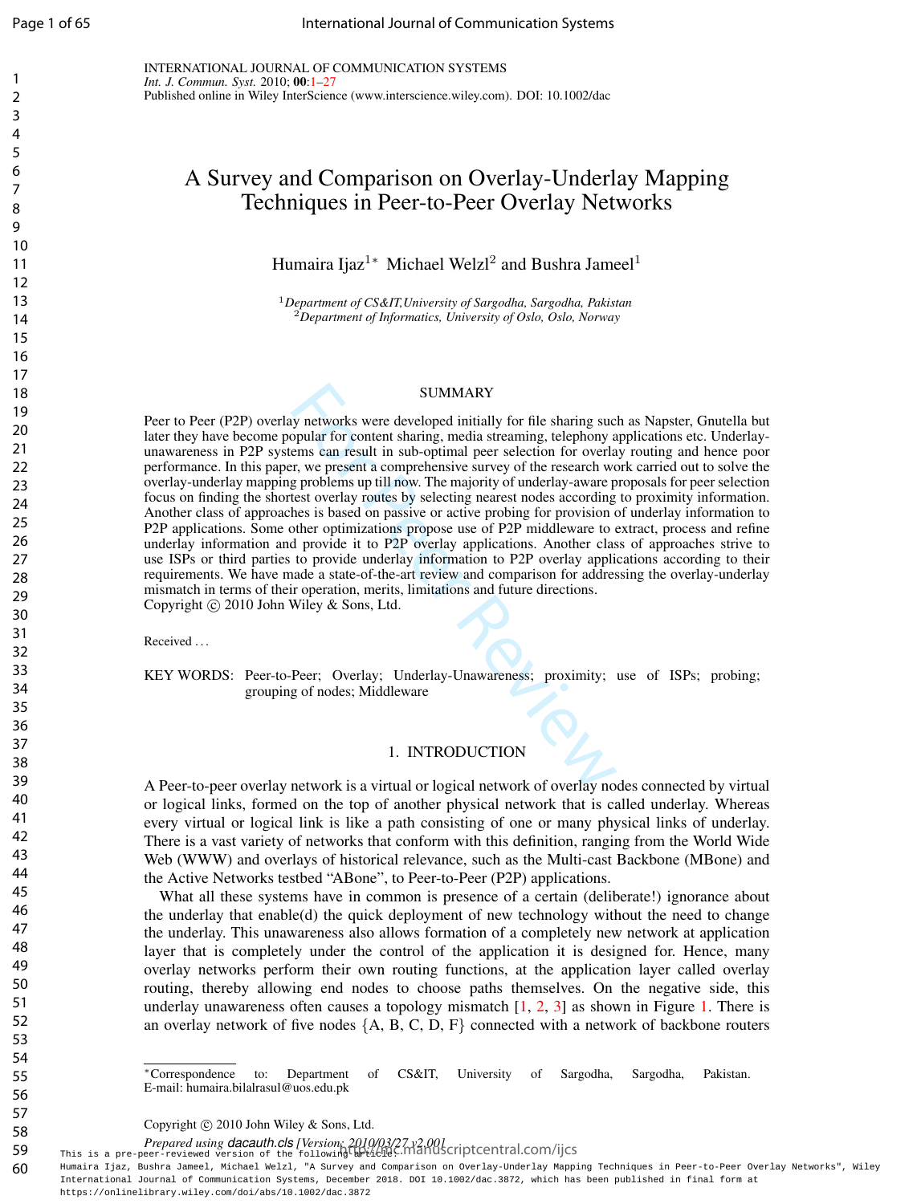INTERNATIONAL JOURNAL OF COMMUNICATION SYSTEMS
*Int. J. Commun. Syst.* 2010; **00**:1–27
Published online in Wiley InterScience (www.interscience.wiley.com). DOI: 10.1002/dac

# A Survey and Comparison on Overlay-Underlay Mapping Techniques in Peer-to-Peer Overlay Networks

Humaira Ijaz[1]* Michael Welzl[2] and Bushra Jameel[1]

[1] *Department of CS&IT,University of Sargodha, Sargodha, Pakistan*
[2] *Department of Informatics, University of Oslo, Oslo, Norway*

## SUMMARY

Peer to Peer (P2P) overlay networks were developed initially for file sharing such as Napster, Gnutella but later they have become popular for content sharing, media streaming, telephony applications etc. Underlay-unawareness in P2P systems can result in sub-optimal peer selection for overlay routing and hence poor performance. In this paper, we present a comprehensive survey of the research work carried out to solve the overlay-underlay mapping problems up till now. The majority of underlay-aware proposals for peer selection focus on finding the shortest overlay routes by selecting nearest nodes according to proximity information. Another class of approaches is based on passive or active probing for provision of underlay information to P2P applications. Some other optimizations propose use of P2P middleware to extract, process and refine underlay information and provide it to P2P overlay applications. Another class of approaches strive to use ISPs or third parties to provide underlay information to P2P overlay applications according to their requirements. We have made a state-of-the-art review and comparison for addressing the overlay-underlay mismatch in terms of their operation, merits, limitations and future directions.
Copyright © 2010 John Wiley & Sons, Ltd.

Received ...

KEY WORDS: Peer-to-Peer; Overlay; Underlay-Unawareness; proximity; use of ISPs; probing; grouping of nodes; Middleware

## 1. INTRODUCTION

A Peer-to-peer overlay network is a virtual or logical network of overlay nodes connected by virtual or logical links, formed on the top of another physical network that is called underlay. Whereas every virtual or logical link is like a path consisting of one or many physical links of underlay. There is a vast variety of networks that conform with this definition, ranging from the World Wide Web (WWW) and overlays of historical relevance, such as the Multi-cast Backbone (MBone) and the Active Networks testbed "ABone", to Peer-to-Peer (P2P) applications.

What all these systems have in common is presence of a certain (deliberate!) ignorance about the underlay that enable(d) the quick deployment of new technology without the need to change the underlay. This unawareness also allows formation of a completely new network at application layer that is completely under the control of the application it is designed for. Hence, many overlay networks perform their own routing functions, at the application layer called overlay routing, thereby allowing end nodes to choose paths themselves. On the negative side, this underlay unawareness often causes a topology mismatch [1, 2, 3] as shown in Figure 1. There is an overlay network of five nodes {A, B, C, D, F} connected with a network of backbone routers

*Correspondence to: Department of CS&IT, University of Sargodha, Sargodha, Pakistan. E-mail: humaira.bilalrasul@uos.edu.pk

Copyright © 2010 John Wiley & Sons, Ltd.

*Prepared using* dacauth.cls *[Version: 2010/03/27 v2.00]*

This is a pre-peer-reviewed version of the following article:
Humaira Ijaz, Bushra Jameel, Michael Welzl, "A Survey and Comparison on Overlay-Underlay Mapping Techniques in Peer-to-Peer Overlay Networks", Wiley International Journal of Communication Systems, December 2018. DOI 10.1002/dac.3872, which has been published in final form at https://onlinelibrary.wiley.com/doi/abs/10.1002/dac.3872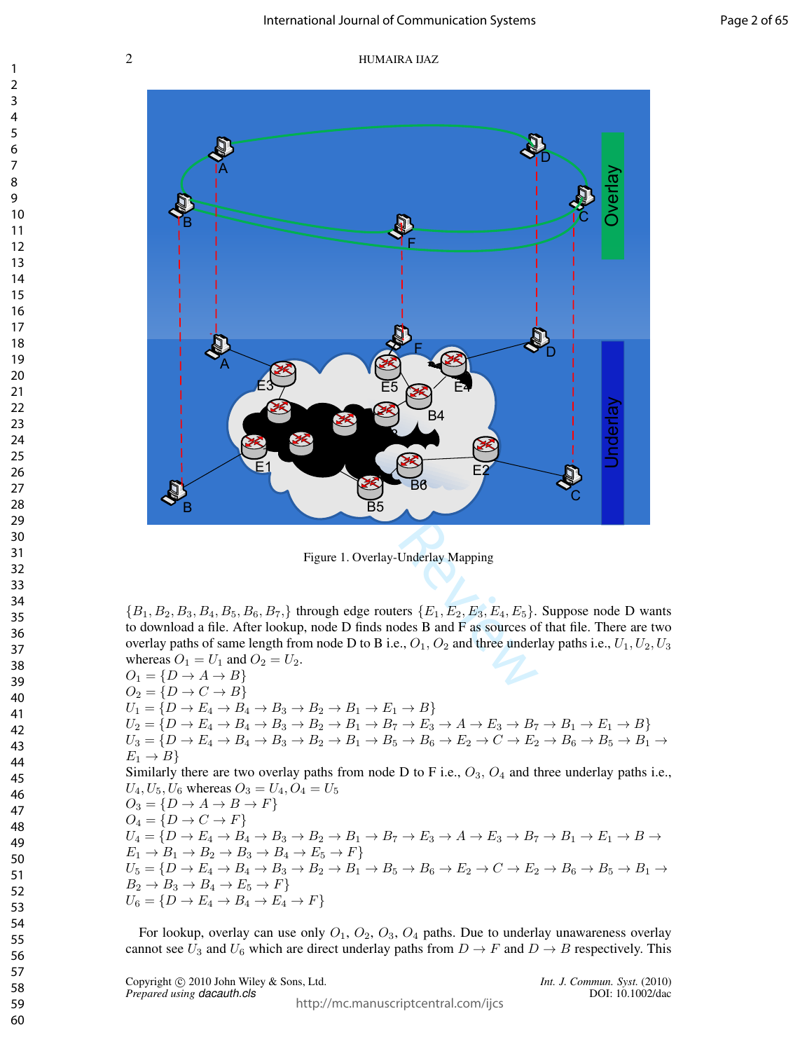Figure 1. Overlay-Underlay Mapping

$\{B_1, B_2, B_3, B_4, B_5, B_6, B_7,\}$ through edge routers $\{E_1, E_2, E_3, E_4, E_5\}$. Suppose node D wants to download a file. After lookup, node D finds nodes B and F as sources of that file. There are two overlay paths of same length from node D to B i.e., $O_1$, $O_2$ and three underlay paths i.e., $U_1, U_2, U_3$ whereas $O_1 = U_1$ and $O_2 = U_2$.

$O_1 = \{D \rightarrow A \rightarrow B\}$
$O_2 = \{D \rightarrow C \rightarrow B\}$
$U_1 = \{D \rightarrow E_4 \rightarrow B_4 \rightarrow B_3 \rightarrow B_2 \rightarrow B_1 \rightarrow E_1 \rightarrow B\}$
$U_2 = \{D \rightarrow E_4 \rightarrow B_4 \rightarrow B_3 \rightarrow B_2 \rightarrow B_1 \rightarrow B_7 \rightarrow E_3 \rightarrow A \rightarrow E_3 \rightarrow B_7 \rightarrow B_1 \rightarrow E_1 \rightarrow B\}$
$U_3 = \{D \rightarrow E_4 \rightarrow B_4 \rightarrow B_3 \rightarrow B_2 \rightarrow B_1 \rightarrow B_5 \rightarrow B_6 \rightarrow E_2 \rightarrow C \rightarrow E_2 \rightarrow B_6 \rightarrow B_5 \rightarrow B_1 \rightarrow E_1 \rightarrow B\}$

Similarly there are two overlay paths from node D to F i.e., $O_3$, $O_4$ and three underlay paths i.e., $U_4, U_5, U_6$ whereas $O_3 = U_4, O_4 = U_5$

$O_3 = \{D \rightarrow A \rightarrow B \rightarrow F\}$
$O_4 = \{D \rightarrow C \rightarrow F\}$
$U_4 = \{D \rightarrow E_4 \rightarrow B_4 \rightarrow B_3 \rightarrow B_2 \rightarrow B_1 \rightarrow B_7 \rightarrow E_3 \rightarrow A \rightarrow E_3 \rightarrow B_7 \rightarrow B_1 \rightarrow E_1 \rightarrow B \rightarrow E_1 \rightarrow B_1 \rightarrow B_2 \rightarrow B_3 \rightarrow B_4 \rightarrow E_5 \rightarrow F\}$
$U_5 = \{D \rightarrow E_4 \rightarrow B_4 \rightarrow B_3 \rightarrow B_2 \rightarrow B_1 \rightarrow B_5 \rightarrow B_6 \rightarrow E_2 \rightarrow C \rightarrow E_2 \rightarrow B_6 \rightarrow B_5 \rightarrow B_1 \rightarrow B_2 \rightarrow B_3 \rightarrow B_4 \rightarrow E_5 \rightarrow F\}$
$U_6 = \{D \rightarrow E_4 \rightarrow B_4 \rightarrow E_4 \rightarrow F\}$

For lookup, overlay can use only $O_1$, $O_2$, $O_3$, $O_4$ paths. Due to underlay unawareness overlay cannot see $U_3$ and $U_6$ which are direct underlay paths from $D \rightarrow F$ and $D \rightarrow B$ respectively. This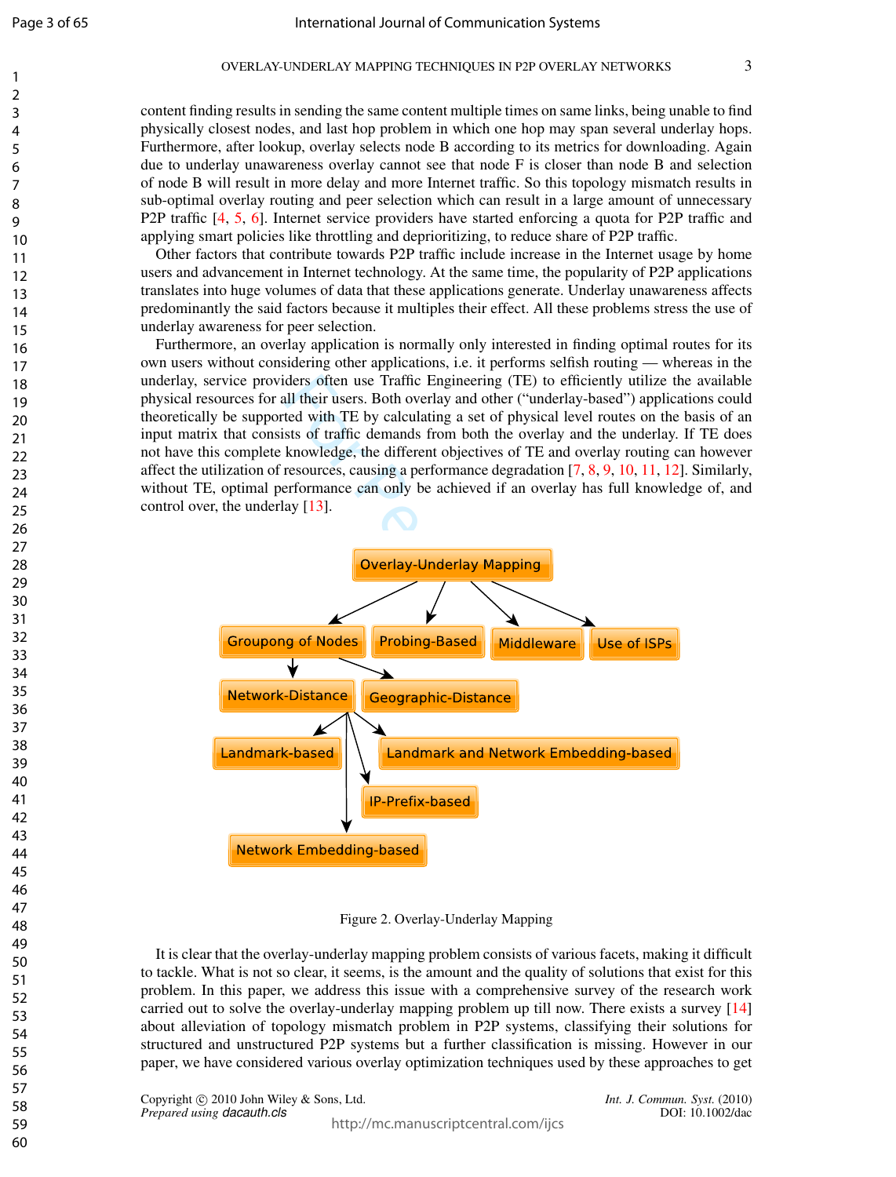content finding results in sending the same content multiple times on same links, being unable to find physically closest nodes, and last hop problem in which one hop may span several underlay hops. Furthermore, after lookup, overlay selects node B according to its metrics for downloading. Again due to underlay unawareness overlay cannot see that node F is closer than node B and selection of node B will result in more delay and more Internet traffic. So this topology mismatch results in sub-optimal overlay routing and peer selection which can result in a large amount of unnecessary P2P traffic [4, 5, 6]. Internet service providers have started enforcing a quota for P2P traffic and applying smart policies like throttling and deprioritizing, to reduce share of P2P traffic.

Other factors that contribute towards P2P traffic include increase in the Internet usage by home users and advancement in Internet technology. At the same time, the popularity of P2P applications translates into huge volumes of data that these applications generate. Underlay unawareness affects predominantly the said factors because it multiples their effect. All these problems stress the use of underlay awareness for peer selection.

Furthermore, an overlay application is normally only interested in finding optimal routes for its own users without considering other applications, i.e. it performs selfish routing — whereas in the underlay, service providers often use Traffic Engineering (TE) to efficiently utilize the available physical resources for all their users. Both overlay and other ("underlay-based") applications could theoretically be supported with TE by calculating a set of physical level routes on the basis of an input matrix that consists of traffic demands from both the overlay and the underlay. If TE does not have this complete knowledge, the different objectives of TE and overlay routing can however affect the utilization of resources, causing a performance degradation [7, 8, 9, 10, 11, 12]. Similarly, without TE, optimal performance can only be achieved if an overlay has full knowledge of, and control over, the underlay [13].

Figure 2. Overlay-Underlay Mapping

It is clear that the overlay-underlay mapping problem consists of various facets, making it difficult to tackle. What is not so clear, it seems, is the amount and the quality of solutions that exist for this problem. In this paper, we address this issue with a comprehensive survey of the research work carried out to solve the overlay-underlay mapping problem up till now. There exists a survey [14] about alleviation of topology mismatch problem in P2P systems, classifying their solutions for structured and unstructured P2P systems but a further classification is missing. However in our paper, we have considered various overlay optimization techniques used by these approaches to get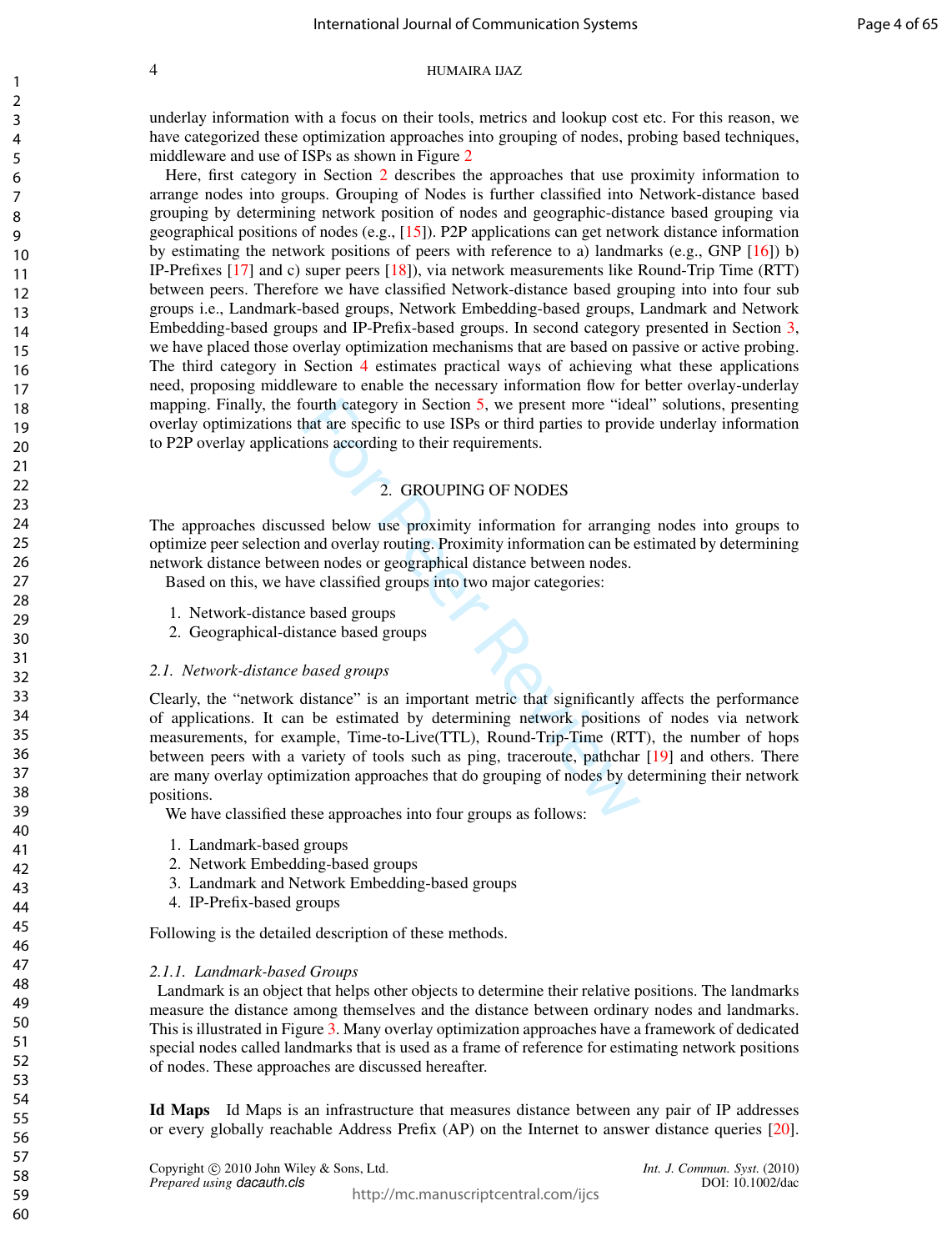underlay information with a focus on their tools, metrics and lookup cost etc. For this reason, we have categorized these optimization approaches into grouping of nodes, probing based techniques, middleware and use of ISPs as shown in Figure 2

Here, first category in Section 2 describes the approaches that use proximity information to arrange nodes into groups. Grouping of Nodes is further classified into Network-distance based grouping by determining network position of nodes and geographic-distance based grouping via geographical positions of nodes (e.g., [15]). P2P applications can get network distance information by estimating the network positions of peers with reference to a) landmarks (e.g., GNP [16]) b) IP-Prefixes [17] and c) super peers [18]), via network measurements like Round-Trip Time (RTT) between peers. Therefore we have classified Network-distance based grouping into into four sub groups i.e., Landmark-based groups, Network Embedding-based groups, Landmark and Network Embedding-based groups and IP-Prefix-based groups. In second category presented in Section 3, we have placed those overlay optimization mechanisms that are based on passive or active probing. The third category in Section 4 estimates practical ways of achieving what these applications need, proposing middleware to enable the necessary information flow for better overlay-underlay mapping. Finally, the fourth category in Section 5, we present more "ideal" solutions, presenting overlay optimizations that are specific to use ISPs or third parties to provide underlay information to P2P overlay applications according to their requirements.

## 2. GROUPING OF NODES

The approaches discussed below use proximity information for arranging nodes into groups to optimize peer selection and overlay routing. Proximity information can be estimated by determining network distance between nodes or geographical distance between nodes.

Based on this, we have classified groups into two major categories:

1. Network-distance based groups
2. Geographical-distance based groups

### 2.1. Network-distance based groups

Clearly, the "network distance" is an important metric that significantly affects the performance of applications. It can be estimated by determining network positions of nodes via network measurements, for example, Time-to-Live(TTL), Round-Trip-Time (RTT), the number of hops between peers with a variety of tools such as ping, traceroute, pathchar [19] and others. There are many overlay optimization approaches that do grouping of nodes by determining their network positions.

We have classified these approaches into four groups as follows:

1. Landmark-based groups
2. Network Embedding-based groups
3. Landmark and Network Embedding-based groups
4. IP-Prefix-based groups

Following is the detailed description of these methods.

#### 2.1.1. Landmark-based Groups

Landmark is an object that helps other objects to determine their relative positions. The landmarks measure the distance among themselves and the distance between ordinary nodes and landmarks. This is illustrated in Figure 3. Many overlay optimization approaches have a framework of dedicated special nodes called landmarks that is used as a frame of reference for estimating network positions of nodes. These approaches are discussed hereafter.

**Id Maps** Id Maps is an infrastructure that measures distance between any pair of IP addresses or every globally reachable Address Prefix (AP) on the Internet to answer distance queries [20].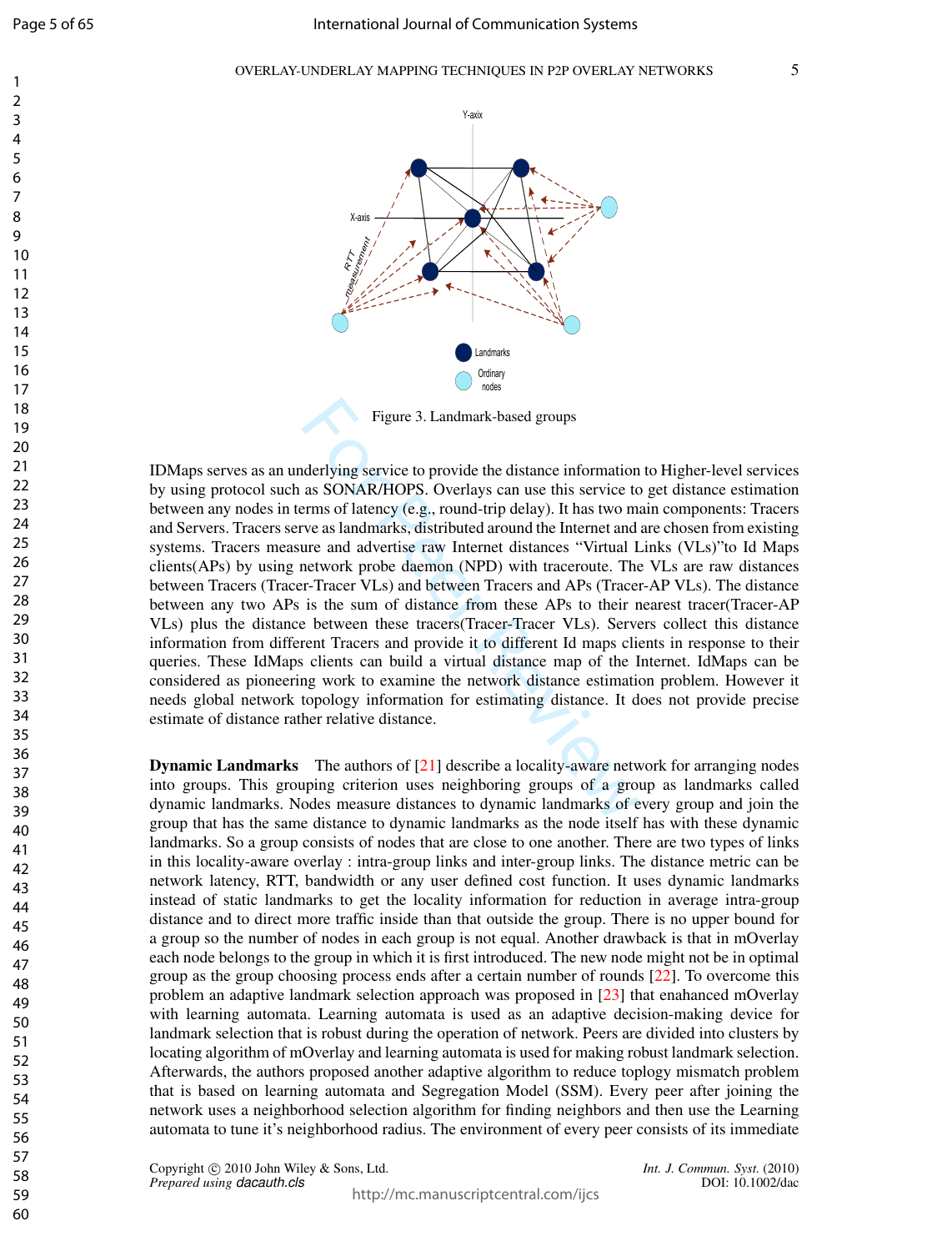Figure 3. Landmark-based groups

IDMaps serves as an underlying service to provide the distance information to Higher-level services by using protocol such as SONAR/HOPS. Overlays can use this service to get distance estimation between any nodes in terms of latency (e.g., round-trip delay). It has two main components: Tracers and Servers. Tracers serve as landmarks, distributed around the Internet and are chosen from existing systems. Tracers measure and advertise raw Internet distances "Virtual Links (VLs)"to Id Maps clients(APs) by using network probe daemon (NPD) with traceroute. The VLs are raw distances between Tracers (Tracer-Tracer VLs) and between Tracers and APs (Tracer-AP VLs). The distance between any two APs is the sum of distance from these APs to their nearest tracer(Tracer-AP VLs) plus the distance between these tracers(Tracer-Tracer VLs). Servers collect this distance information from different Tracers and provide it to different Id maps clients in response to their queries. These IdMaps clients can build a virtual distance map of the Internet. IdMaps can be considered as pioneering work to examine the network distance estimation problem. However it needs global network topology information for estimating distance. It does not provide precise estimate of distance rather relative distance.

**Dynamic Landmarks** The authors of [21] describe a locality-aware network for arranging nodes into groups. This grouping criterion uses neighboring groups of a group as landmarks called dynamic landmarks. Nodes measure distances to dynamic landmarks of every group and join the group that has the same distance to dynamic landmarks as the node itself has with these dynamic landmarks. So a group consists of nodes that are close to one another. There are two types of links in this locality-aware overlay : intra-group links and inter-group links. The distance metric can be network latency, RTT, bandwidth or any user defined cost function. It uses dynamic landmarks instead of static landmarks to get the locality information for reduction in average intra-group distance and to direct more traffic inside than that outside the group. There is no upper bound for a group so the number of nodes in each group is not equal. Another drawback is that in mOverlay each node belongs to the group in which it is first introduced. The new node might not be in optimal group as the group choosing process ends after a certain number of rounds [22]. To overcome this problem an adaptive landmark selection approach was proposed in [23] that enahanced mOverlay with learning automata. Learning automata is used as an adaptive decision-making device for landmark selection that is robust during the operation of network. Peers are divided into clusters by locating algorithm of mOverlay and learning automata is used for making robust landmark selection. Afterwards, the authors proposed another adaptive algorithm to reduce toplogy mismatch problem that is based on learning automata and Segregation Model (SSM). Every peer after joining the network uses a neighborhood selection algorithm for finding neighbors and then use the Learning automata to tune it's neighborhood radius. The environment of every peer consists of its immediate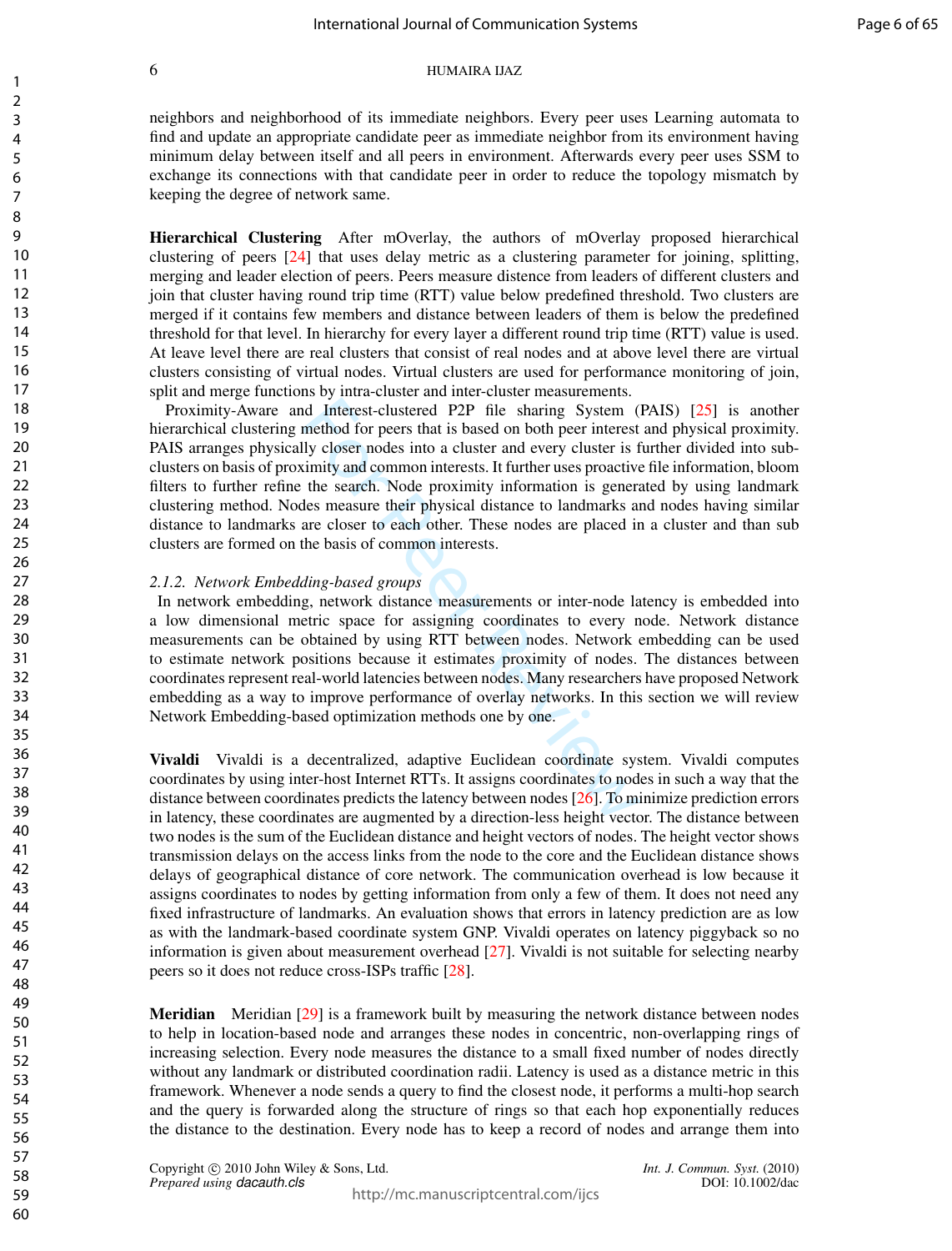neighbors and neighborhood of its immediate neighbors. Every peer uses Learning automata to find and update an appropriate candidate peer as immediate neighbor from its environment having minimum delay between itself and all peers in environment. Afterwards every peer uses SSM to exchange its connections with that candidate peer in order to reduce the topology mismatch by keeping the degree of network same.

**Hierarchical Clustering** After mOverlay, the authors of mOverlay proposed hierarchical clustering of peers [24] that uses delay metric as a clustering parameter for joining, splitting, merging and leader election of peers. Peers measure distence from leaders of different clusters and join that cluster having round trip time (RTT) value below predefined threshold. Two clusters are merged if it contains few members and distance between leaders of them is below the predefined threshold for that level. In hierarchy for every layer a different round trip time (RTT) value is used. At leave level there are real clusters that consist of real nodes and at above level there are virtual clusters consisting of virtual nodes. Virtual clusters are used for performance monitoring of join, split and merge functions by intra-cluster and inter-cluster measurements.

Proximity-Aware and Interest-clustered P2P file sharing System (PAIS) [25] is another hierarchical clustering method for peers that is based on both peer interest and physical proximity. PAIS arranges physically closer nodes into a cluster and every cluster is further divided into sub-clusters on basis of proximity and common interests. It further uses proactive file information, bloom filters to further refine the search. Node proximity information is generated by using landmark clustering method. Nodes measure their physical distance to landmarks and nodes having similar distance to landmarks are closer to each other. These nodes are placed in a cluster and than sub clusters are formed on the basis of common interests.

*2.1.2. Network Embedding-based groups*

In network embedding, network distance measurements or inter-node latency is embedded into a low dimensional metric space for assigning coordinates to every node. Network distance measurements can be obtained by using RTT between nodes. Network embedding can be used to estimate network positions because it estimates proximity of nodes. The distances between coordinates represent real-world latencies between nodes. Many researchers have proposed Network embedding as a way to improve performance of overlay networks. In this section we will review Network Embedding-based optimization methods one by one.

**Vivaldi** Vivaldi is a decentralized, adaptive Euclidean coordinate system. Vivaldi computes coordinates by using inter-host Internet RTTs. It assigns coordinates to nodes in such a way that the distance between coordinates predicts the latency between nodes [26]. To minimize prediction errors in latency, these coordinates are augmented by a direction-less height vector. The distance between two nodes is the sum of the Euclidean distance and height vectors of nodes. The height vector shows transmission delays on the access links from the node to the core and the Euclidean distance shows delays of geographical distance of core network. The communication overhead is low because it assigns coordinates to nodes by getting information from only a few of them. It does not need any fixed infrastructure of landmarks. An evaluation shows that errors in latency prediction are as low as with the landmark-based coordinate system GNP. Vivaldi operates on latency piggyback so no information is given about measurement overhead [27]. Vivaldi is not suitable for selecting nearby peers so it does not reduce cross-ISPs traffic [28].

**Meridian** Meridian [29] is a framework built by measuring the network distance between nodes to help in location-based node and arranges these nodes in concentric, non-overlapping rings of increasing selection. Every node measures the distance to a small fixed number of nodes directly without any landmark or distributed coordination radii. Latency is used as a distance metric in this framework. Whenever a node sends a query to find the closest node, it performs a multi-hop search and the query is forwarded along the structure of rings so that each hop exponentially reduces the distance to the destination. Every node has to keep a record of nodes and arrange them into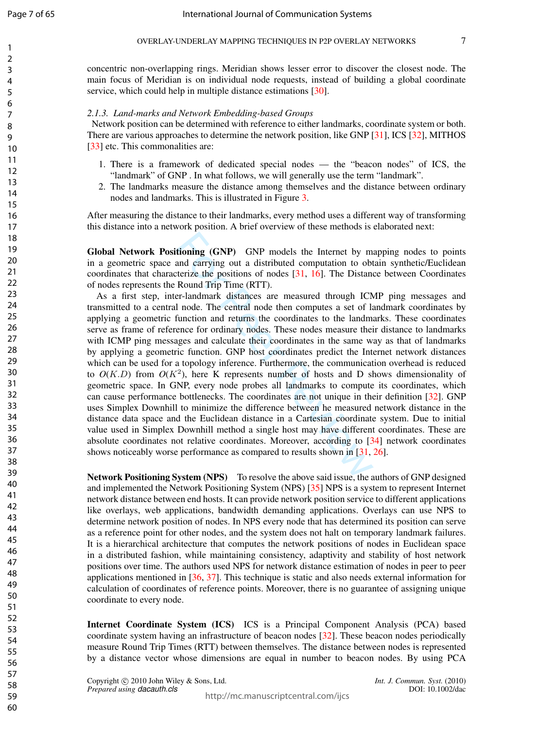concentric non-overlapping rings. Meridian shows lesser error to discover the closest node. The main focus of Meridian is on individual node requests, instead of building a global coordinate service, which could help in multiple distance estimations [30].

### 2.1.3. Land-marks and Network Embedding-based Groups

Network position can be determined with reference to either landmarks, coordinate system or both. There are various approaches to determine the network position, like GNP [31], ICS [32], MITHOS [33] etc. This commonalities are:

1. There is a framework of dedicated special nodes — the "beacon nodes" of ICS, the "landmark" of GNP . In what follows, we will generally use the term "landmark".
2. The landmarks measure the distance among themselves and the distance between ordinary nodes and landmarks. This is illustrated in Figure 3.

After measuring the distance to their landmarks, every method uses a different way of transforming this distance into a network position. A brief overview of these methods is elaborated next:

**Global Network Positioning (GNP)** GNP models the Internet by mapping nodes to points in a geometric space and carrying out a distributed computation to obtain synthetic/Euclidean coordinates that characterize the positions of nodes [31, 16]. The Distance between Coordinates of nodes represents the Round Trip Time (RTT).

As a first step, inter-landmark distances are measured through ICMP ping messages and transmitted to a central node. The central node then computes a set of landmark coordinates by applying a geometric function and returns the coordinates to the landmarks. These coordinates serve as frame of reference for ordinary nodes. These nodes measure their distance to landmarks with ICMP ping messages and calculate their coordinates in the same way as that of landmarks by applying a geometric function. GNP host coordinates predict the Internet network distances which can be used for a topology inference. Furthermore, the communication overhead is reduced to $O(K.D)$ from $O(K^2)$, here K represents number of hosts and D shows dimensionality of geometric space. In GNP, every node probes all landmarks to compute its coordinates, which can cause performance bottlenecks. The coordinates are not unique in their definition [32]. GNP uses Simplex Downhill to minimize the difference between he measured network distance in the distance data space and the Euclidean distance in a Cartesian coordinate system. Due to initial value used in Simplex Downhill method a single host may have different coordinates. These are absolute coordinates not relative coordinates. Moreover, according to [34] network coordinates shows noticeably worse performance as compared to results shown in [31, 26].

**Network Positioning System (NPS)** To resolve the above said issue, the authors of GNP designed and implemented the Network Positioning System (NPS) [35] NPS is a system to represent Internet network distance between end hosts. It can provide network position service to different applications like overlays, web applications, bandwidth demanding applications. Overlays can use NPS to determine network position of nodes. In NPS every node that has determined its position can serve as a reference point for other nodes, and the system does not halt on temporary landmark failures. It is a hierarchical architecture that computes the network positions of nodes in Euclidean space in a distributed fashion, while maintaining consistency, adaptivity and stability of host network positions over time. The authors used NPS for network distance estimation of nodes in peer to peer applications mentioned in [36, 37]. This technique is static and also needs external information for calculation of coordinates of reference points. Moreover, there is no guarantee of assigning unique coordinate to every node.

**Internet Coordinate System (ICS)** ICS is a Principal Component Analysis (PCA) based coordinate system having an infrastructure of beacon nodes [32]. These beacon nodes periodically measure Round Trip Times (RTT) between themselves. The distance between nodes is represented by a distance vector whose dimensions are equal in number to beacon nodes. By using PCA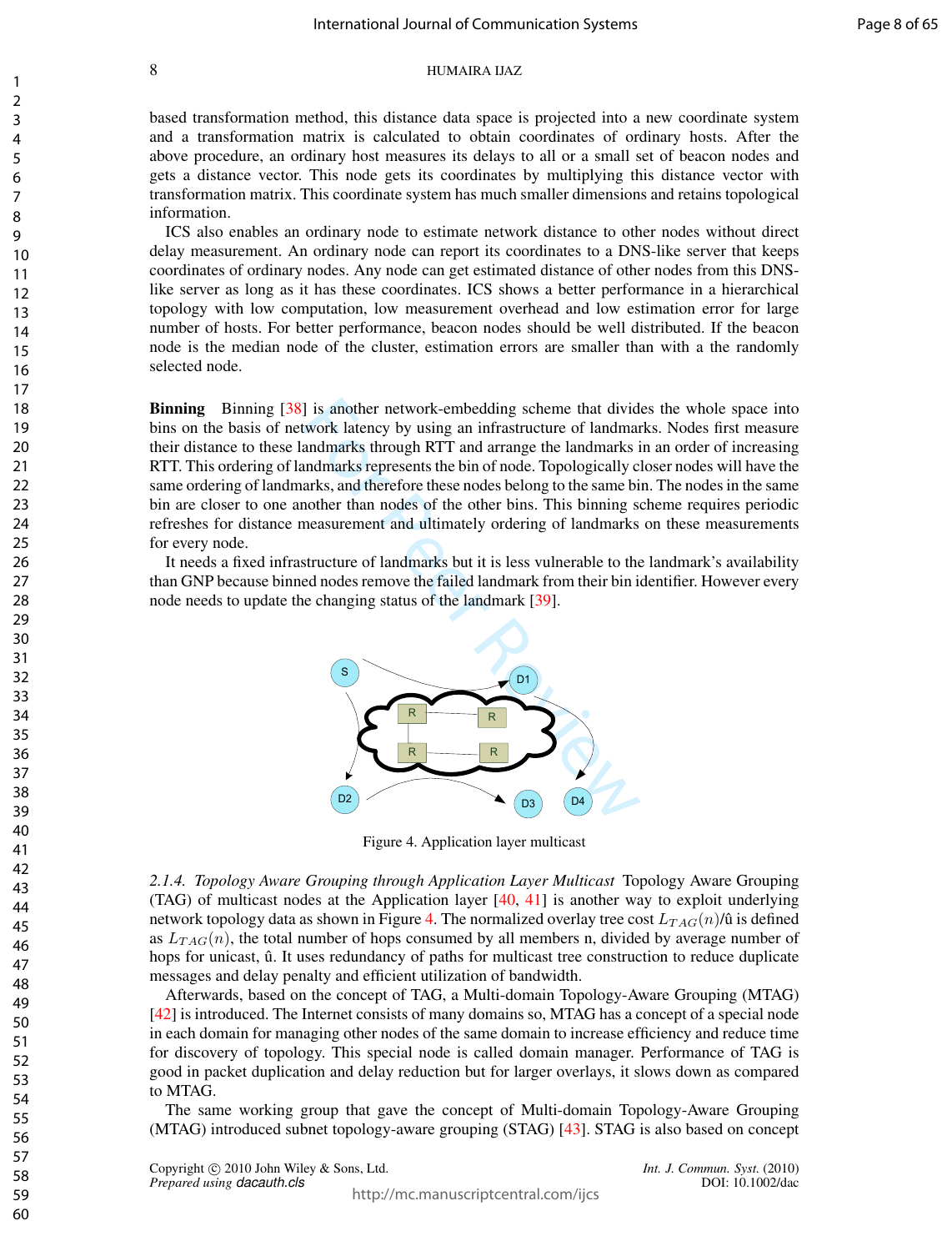based transformation method, this distance data space is projected into a new coordinate system and a transformation matrix is calculated to obtain coordinates of ordinary hosts. After the above procedure, an ordinary host measures its delays to all or a small set of beacon nodes and gets a distance vector. This node gets its coordinates by multiplying this distance vector with transformation matrix. This coordinate system has much smaller dimensions and retains topological information.

ICS also enables an ordinary node to estimate network distance to other nodes without direct delay measurement. An ordinary node can report its coordinates to a DNS-like server that keeps coordinates of ordinary nodes. Any node can get estimated distance of other nodes from this DNS-like server as long as it has these coordinates. ICS shows a better performance in a hierarchical topology with low computation, low measurement overhead and low estimation error for large number of hosts. For better performance, beacon nodes should be well distributed. If the beacon node is the median node of the cluster, estimation errors are smaller than with a the randomly selected node.

**Binning** Binning [38] is another network-embedding scheme that divides the whole space into bins on the basis of network latency by using an infrastructure of landmarks. Nodes first measure their distance to these landmarks through RTT and arrange the landmarks in an order of increasing RTT. This ordering of landmarks represents the bin of node. Topologically closer nodes will have the same ordering of landmarks, and therefore these nodes belong to the same bin. The nodes in the same bin are closer to one another than nodes of the other bins. This binning scheme requires periodic refreshes for distance measurement and ultimately ordering of landmarks on these measurements for every node.

It needs a fixed infrastructure of landmarks but it is less vulnerable to the landmark's availability than GNP because binned nodes remove the failed landmark from their bin identifier. However every node needs to update the changing status of the landmark [39].

Figure 4. Application layer multicast

*2.1.4. Topology Aware Grouping through Application Layer Multicast* Topology Aware Grouping (TAG) of multicast nodes at the Application layer [40, 41] is another way to exploit underlying network topology data as shown in Figure 4. The normalized overlay tree cost $L_{TAG}(n)$/û is defined as $L_{TAG}(n)$, the total number of hops consumed by all members n, divided by average number of hops for unicast, û. It uses redundancy of paths for multicast tree construction to reduce duplicate messages and delay penalty and efficient utilization of bandwidth.

Afterwards, based on the concept of TAG, a Multi-domain Topology-Aware Grouping (MTAG) [42] is introduced. The Internet consists of many domains so, MTAG has a concept of a special node in each domain for managing other nodes of the same domain to increase efficiency and reduce time for discovery of topology. This special node is called domain manager. Performance of TAG is good in packet duplication and delay reduction but for larger overlays, it slows down as compared to MTAG.

The same working group that gave the concept of Multi-domain Topology-Aware Grouping (MTAG) introduced subnet topology-aware grouping (STAG) [43]. STAG is also based on concept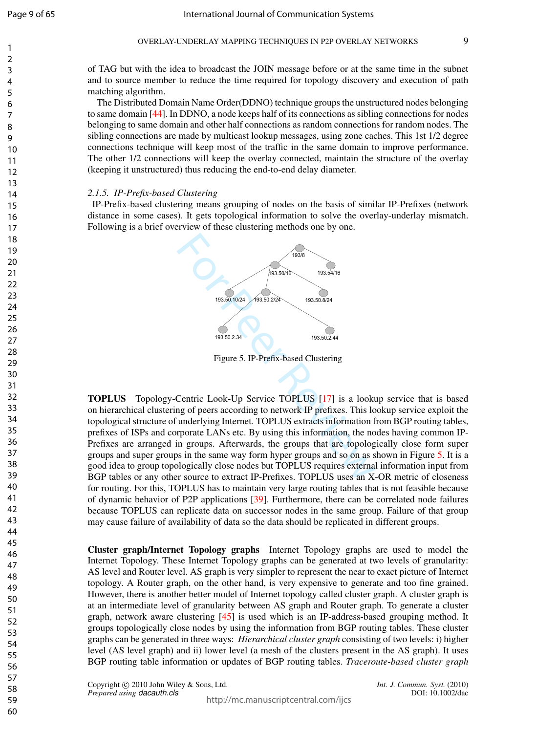of TAG but with the idea to broadcast the JOIN message before or at the same time in the subnet and to source member to reduce the time required for topology discovery and execution of path matching algorithm.

The Distributed Domain Name Order(DDNO) technique groups the unstructured nodes belonging to same domain [44]. In DDNO, a node keeps half of its connections as sibling connections for nodes belonging to same domain and other half connections as random connections for random nodes. The sibling connections are made by multicast lookup messages, using zone caches. This 1st 1/2 degree connections technique will keep most of the traffic in the same domain to improve performance. The other 1/2 connections will keep the overlay connected, maintain the structure of the overlay (keeping it unstructured) thus reducing the end-to-end delay diameter.

### 2.1.5. IP-Prefix-based Clustering

IP-Prefix-based clustering means grouping of nodes on the basis of similar IP-Prefixes (network distance in some cases). It gets topological information to solve the overlay-underlay mismatch. Following is a brief overview of these clustering methods one by one.

Figure 5. IP-Prefix-based Clustering

**TOPLUS** Topology-Centric Look-Up Service TOPLUS [17] is a lookup service that is based on hierarchical clustering of peers according to network IP prefixes. This lookup service exploit the topological structure of underlying Internet. TOPLUS extracts information from BGP routing tables, prefixes of ISPs and corporate LANs etc. By using this information, the nodes having common IP-Prefixes are arranged in groups. Afterwards, the groups that are topologically close form super groups and super groups in the same way form hyper groups and so on as shown in Figure 5. It is a good idea to group topologically close nodes but TOPLUS requires external information input from BGP tables or any other source to extract IP-Prefixes. TOPLUS uses an X-OR metric of closeness for routing. For this, TOPLUS has to maintain very large routing tables that is not feasible because of dynamic behavior of P2P applications [39]. Furthermore, there can be correlated node failures because TOPLUS can replicate data on successor nodes in the same group. Failure of that group may cause failure of availability of data so the data should be replicated in different groups.

**Cluster graph/Internet Topology graphs** Internet Topology graphs are used to model the Internet Topology. These Internet Topology graphs can be generated at two levels of granularity: AS level and Router level. AS graph is very simpler to represent the near to exact picture of Internet topology. A Router graph, on the other hand, is very expensive to generate and too fine grained. However, there is another better model of Internet topology called cluster graph. A cluster graph is at an intermediate level of granularity between AS graph and Router graph. To generate a cluster graph, network aware clustering [45] is used which is an IP-address-based grouping method. It groups topologically close nodes by using the information from BGP routing tables. These cluster graphs can be generated in three ways: *Hierarchical cluster graph* consisting of two levels: i) higher level (AS level graph) and ii) lower level (a mesh of the clusters present in the AS graph). It uses BGP routing table information or updates of BGP routing tables. *Traceroute-based cluster graph*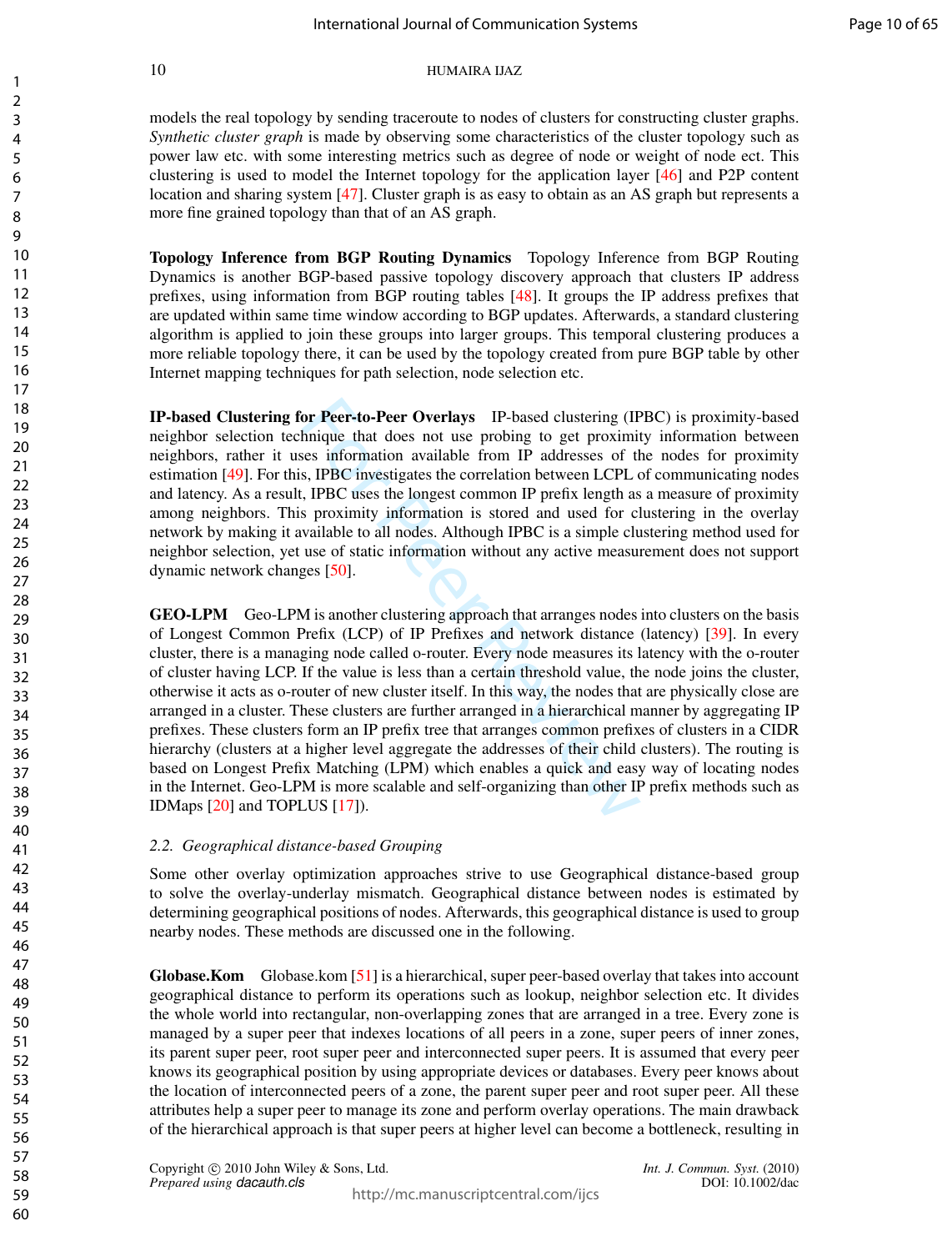models the real topology by sending traceroute to nodes of clusters for constructing cluster graphs. *Synthetic cluster graph* is made by observing some characteristics of the cluster topology such as power law etc. with some interesting metrics such as degree of node or weight of node ect. This clustering is used to model the Internet topology for the application layer [46] and P2P content location and sharing system [47]. Cluster graph is as easy to obtain as an AS graph but represents a more fine grained topology than that of an AS graph.

**Topology Inference from BGP Routing Dynamics** Topology Inference from BGP Routing Dynamics is another BGP-based passive topology discovery approach that clusters IP address prefixes, using information from BGP routing tables [48]. It groups the IP address prefixes that are updated within same time window according to BGP updates. Afterwards, a standard clustering algorithm is applied to join these groups into larger groups. This temporal clustering produces a more reliable topology there, it can be used by the topology created from pure BGP table by other Internet mapping techniques for path selection, node selection etc.

**IP-based Clustering for Peer-to-Peer Overlays** IP-based clustering (IPBC) is proximity-based neighbor selection technique that does not use probing to get proximity information between neighbors, rather it uses information available from IP addresses of the nodes for proximity estimation [49]. For this, IPBC investigates the correlation between LCPL of communicating nodes and latency. As a result, IPBC uses the longest common IP prefix length as a measure of proximity among neighbors. This proximity information is stored and used for clustering in the overlay network by making it available to all nodes. Although IPBC is a simple clustering method used for neighbor selection, yet use of static information without any active measurement does not support dynamic network changes [50].

**GEO-LPM** Geo-LPM is another clustering approach that arranges nodes into clusters on the basis of Longest Common Prefix (LCP) of IP Prefixes and network distance (latency) [39]. In every cluster, there is a managing node called o-router. Every node measures its latency with the o-router of cluster having LCP. If the value is less than a certain threshold value, the node joins the cluster, otherwise it acts as o-router of new cluster itself. In this way, the nodes that are physically close are arranged in a cluster. These clusters are further arranged in a hierarchical manner by aggregating IP prefixes. These clusters form an IP prefix tree that arranges common prefixes of clusters in a CIDR hierarchy (clusters at a higher level aggregate the addresses of their child clusters). The routing is based on Longest Prefix Matching (LPM) which enables a quick and easy way of locating nodes in the Internet. Geo-LPM is more scalable and self-organizing than other IP prefix methods such as IDMaps [20] and TOPLUS [17]).

### *2.2. Geographical distance-based Grouping*

Some other overlay optimization approaches strive to use Geographical distance-based group to solve the overlay-underlay mismatch. Geographical distance between nodes is estimated by determining geographical positions of nodes. Afterwards, this geographical distance is used to group nearby nodes. These methods are discussed one in the following.

**Globase.Kom** Globase.kom [51] is a hierarchical, super peer-based overlay that takes into account geographical distance to perform its operations such as lookup, neighbor selection etc. It divides the whole world into rectangular, non-overlapping zones that are arranged in a tree. Every zone is managed by a super peer that indexes locations of all peers in a zone, super peers of inner zones, its parent super peer, root super peer and interconnected super peers. It is assumed that every peer knows its geographical position by using appropriate devices or databases. Every peer knows about the location of interconnected peers of a zone, the parent super peer and root super peer. All these attributes help a super peer to manage its zone and perform overlay operations. The main drawback of the hierarchical approach is that super peers at higher level can become a bottleneck, resulting in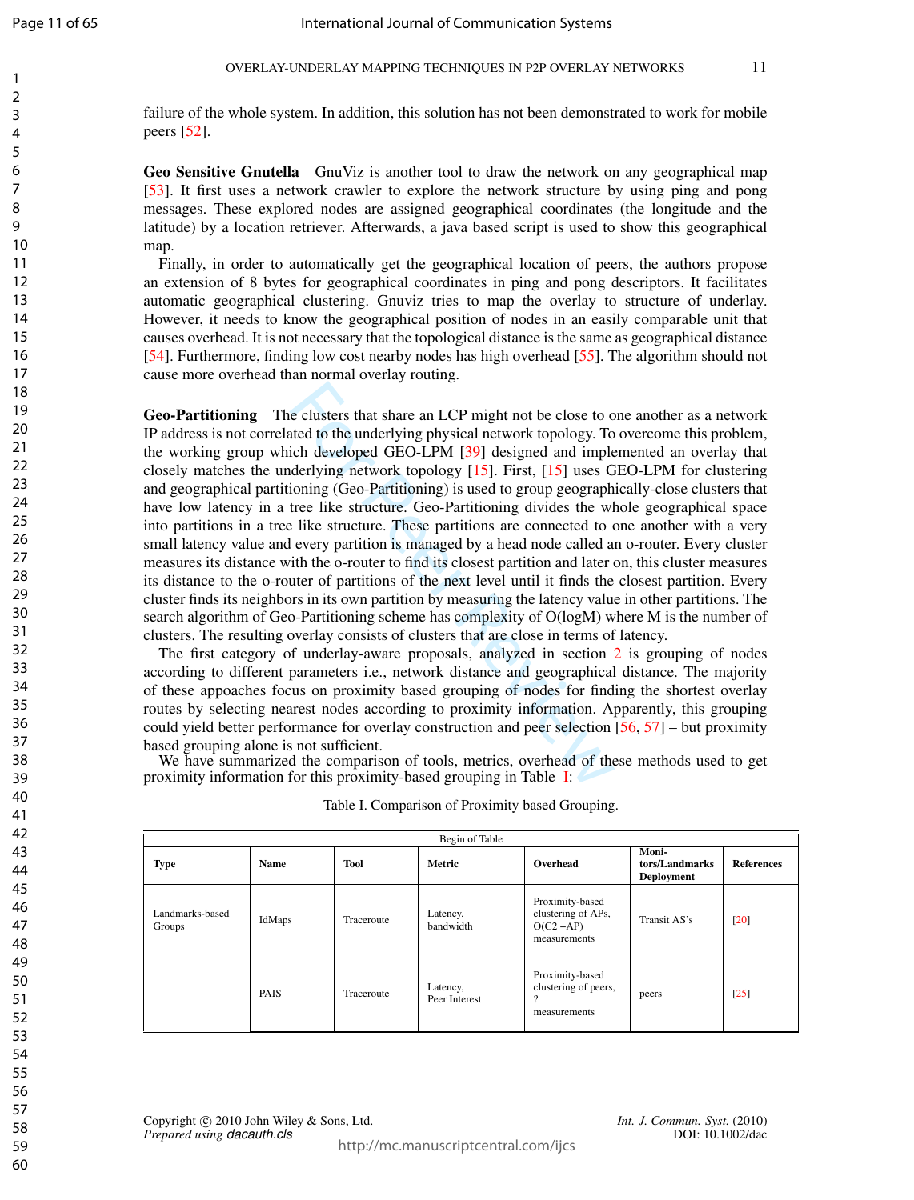failure of the whole system. In addition, this solution has not been demonstrated to work for mobile peers [52].

**Geo Sensitive Gnutella** GnuViz is another tool to draw the network on any geographical map [53]. It first uses a network crawler to explore the network structure by using ping and pong messages. These explored nodes are assigned geographical coordinates (the longitude and the latitude) by a location retriever. Afterwards, a java based script is used to show this geographical map.

Finally, in order to automatically get the geographical location of peers, the authors propose an extension of 8 bytes for geographical coordinates in ping and pong descriptors. It facilitates automatic geographical clustering. Gnuviz tries to map the overlay to structure of underlay. However, it needs to know the geographical position of nodes in an easily comparable unit that causes overhead. It is not necessary that the topological distance is the same as geographical distance [54]. Furthermore, finding low cost nearby nodes has high overhead [55]. The algorithm should not cause more overhead than normal overlay routing.

**Geo-Partitioning** The clusters that share an LCP might not be close to one another as a network IP address is not correlated to the underlying physical network topology. To overcome this problem, the working group which developed GEO-LPM [39] designed and implemented an overlay that closely matches the underlying network topology [15]. First, [15] uses GEO-LPM for clustering and geographical partitioning (Geo-Partitioning) is used to group geographically-close clusters that have low latency in a tree like structure. Geo-Partitioning divides the whole geographical space into partitions in a tree like structure. These partitions are connected to one another with a very small latency value and every partition is managed by a head node called an o-router. Every cluster measures its distance with the o-router to find its closest partition and later on, this cluster measures its distance to the o-router of partitions of the next level until it finds the closest partition. Every cluster finds its neighbors in its own partition by measuring the latency value in other partitions. The search algorithm of Geo-Partitioning scheme has complexity of O(logM) where M is the number of clusters. The resulting overlay consists of clusters that are close in terms of latency.

The first category of underlay-aware proposals, analyzed in section 2 is grouping of nodes according to different parameters i.e., network distance and geographical distance. The majority of these appoaches focus on proximity based grouping of nodes for finding the shortest overlay routes by selecting nearest nodes according to proximity information. Apparently, this grouping could yield better performance for overlay construction and peer selection [56, 57] – but proximity based grouping alone is not sufficient.

We have summarized the comparison of tools, metrics, overhead of these methods used to get proximity information for this proximity-based grouping in Table I:

Table I. Comparison of Proximity based Grouping.

| Begin of Table | | | | | | |
|---|---|---|---|---|---|---|
| **Type** | **Name** | **Tool** | **Metric** | **Overhead** | **Monitors/Landmarks Deployment** | **References** |
| Landmarks-based Groups | IdMaps | Traceroute | Latency, bandwidth | Proximity-based clustering of APs, O(C2 +AP) measurements | Transit AS's | [20] |
| | PAIS | Traceroute | Latency, Peer Interest | Proximity-based clustering of peers, ? measurements | peers | [25] |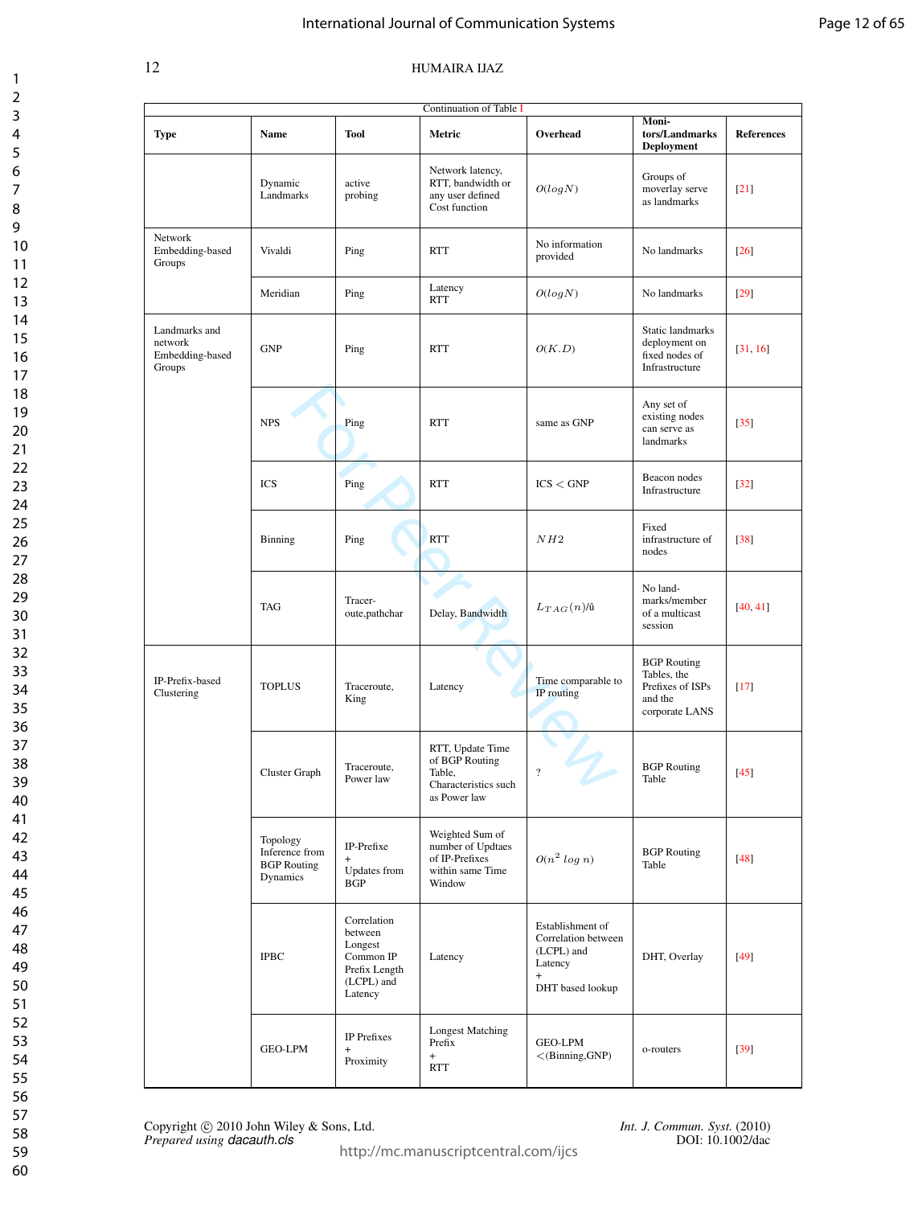Continuation of Table I

| Type | Name | Tool | Metric | Overhead | Monitors/Landmarks Deployment | References |
|---|---|---|---|---|---|---|
| | Dynamic Landmarks | active probing | Network latency, RTT, bandwidth or any user defined Cost function | $O(logN)$ | Groups of moverlay serve as landmarks | [21] |
| Network Embedding-based Groups | Vivaldi | Ping | RTT | No information provided | No landmarks | [26] |
| | Meridian | Ping | Latency RTT | $O(logN)$ | No landmarks | [29] |
| Landmarks and network Embedding-based Groups | GNP | Ping | RTT | $O(K.D)$ | Static landmarks deployment on fixed nodes of Infrastructure | [31, 16] |
| | NPS | Ping | RTT | same as GNP | Any set of existing nodes can serve as landmarks | [35] |
| | ICS | Ping | RTT | ICS < GNP | Beacon nodes Infrastructure | [32] |
| | Binning | Ping | RTT | $NH2$ | Fixed infrastructure of nodes | [38] |
| | TAG | Traceroute,pathchar | Delay, Bandwidth | $L_{TAG}(n)$/û | No landmarks/member of a multicast session | [40, 41] |
| IP-Prefix-based Clustering | TOPLUS | Traceroute, King | Latency | Time comparable to IP routing | BGP Routing Tables, the Prefixes of ISPs and the corporate LANS | [17] |
| | Cluster Graph | Traceroute, Power law | RTT, Update Time of BGP Routing Table, Characteristics such as Power law | ? | BGP Routing Table | [45] |
| | Topology Inference from BGP Routing Dynamics | IP-Prefixe + Updates from BGP | Weighted Sum of number of Updtaes of IP-Prefixes within same Time Window | $O(n^2 \ log \ n)$ | BGP Routing Table | [48] |
| | IPBC | Correlation between Longest Common IP Prefix Length (LCPL) and Latency | Latency | Establishment of Correlation between (LCPL) and Latency + DHT based lookup | DHT, Overlay | [49] |
| | GEO-LPM | IP Prefixes + Proximity | Longest Matching Prefix + RTT | GEO-LPM <(Binning,GNP) | o-routers | [39] |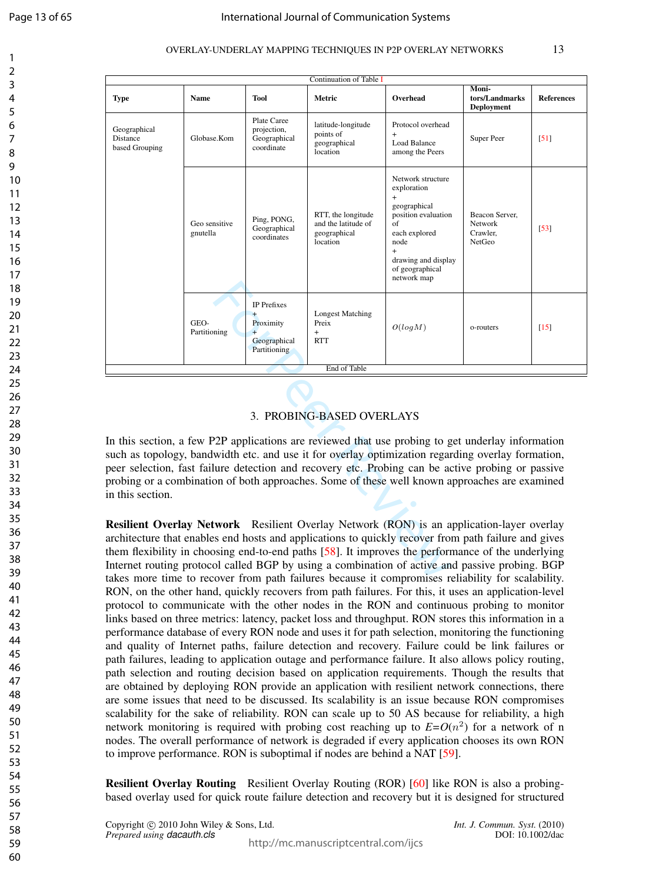| Continuation of Table I | | | | | | |
|---|---|---|---|---|---|---|
| **Type** | **Name** | **Tool** | **Metric** | **Overhead** | **Monitors/Landmarks Deployment** | **References** |
| Geographical Distance based Grouping | Globase.Kom | Plate Caree projection, Geographical coordinate | latitude-longitude points of geographical location | Protocol overhead + Load Balance among the Peers | Super Peer | [51] |
| | Geo sensitive gnutella | Ping, PONG, Geographical coordinates | RTT, the longitude and the latitude of geographical location | Network structure exploration + geographical position evaluation of each explored node + drawing and display of geographical network map | Beacon Server, Network Crawler, NetGeo | [53] |
| | GEO-Partitioning | IP Prefixes + Proximity + Geographical Partitioning | Longest Matching Preix + RTT | $O(logM)$ | o-routers | [15] |
| End of Table | | | | | | |

## 3. PROBING-BASED OVERLAYS

In this section, a few P2P applications are reviewed that use probing to get underlay information such as topology, bandwidth etc. and use it for overlay optimization regarding overlay formation, peer selection, fast failure detection and recovery etc. Probing can be active probing or passive probing or a combination of both approaches. Some of these well known approaches are examined in this section.

**Resilient Overlay Network** Resilient Overlay Network (RON) is an application-layer overlay architecture that enables end hosts and applications to quickly recover from path failure and gives them flexibility in choosing end-to-end paths [58]. It improves the performance of the underlying Internet routing protocol called BGP by using a combination of active and passive probing. BGP takes more time to recover from path failures because it compromises reliability for scalability. RON, on the other hand, quickly recovers from path failures. For this, it uses an application-level protocol to communicate with the other nodes in the RON and continuous probing to monitor links based on three metrics: latency, packet loss and throughput. RON stores this information in a performance database of every RON node and uses it for path selection, monitoring the functioning and quality of Internet paths, failure detection and recovery. Failure could be link failures or path failures, leading to application outage and performance failure. It also allows policy routing, path selection and routing decision based on application requirements. Though the results that are obtained by deploying RON provide an application with resilient network connections, there are some issues that need to be discussed. Its scalability is an issue because RON compromises scalability for the sake of reliability. RON can scale up to 50 AS because for reliability, a high network monitoring is required with probing cost reaching up to $E$=$O(n^2)$ for a network of n nodes. The overall performance of network is degraded if every application chooses its own RON to improve performance. RON is suboptimal if nodes are behind a NAT [59].

**Resilient Overlay Routing** Resilient Overlay Routing (ROR) [60] like RON is also a probing-based overlay used for quick route failure detection and recovery but it is designed for structured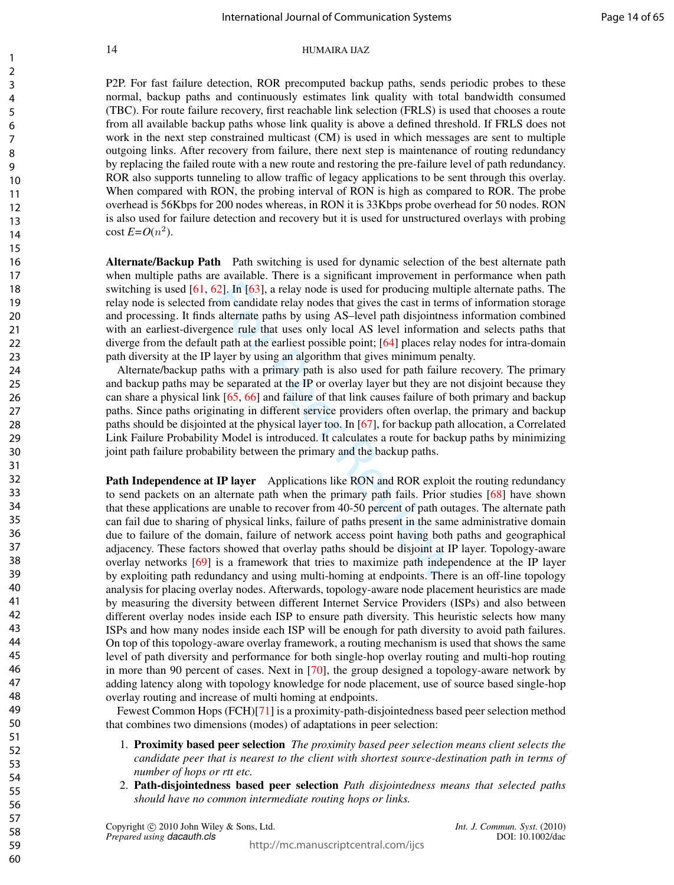P2P. For fast failure detection, ROR precomputed backup paths, sends periodic probes to these normal, backup paths and continuously estimates link quality with total bandwidth consumed (TBC). For route failure recovery, first reachable link selection (FRLS) is used that chooses a route from all available backup paths whose link quality is above a defined threshold. If FRLS does not work in the next step constrained multicast (CM) is used in which messages are sent to multiple outgoing links. After recovery from failure, there next step is maintenance of routing redundancy by replacing the failed route with a new route and restoring the pre-failure level of path redundancy. ROR also supports tunneling to allow traffic of legacy applications to be sent through this overlay. When compared with RON, the probing interval of RON is high as compared to ROR. The probe overhead is 56Kbps for 200 nodes whereas, in RON it is 33Kbps probe overhead for 50 nodes. RON is also used for failure detection and recovery but it is used for unstructured overlays with probing cost $E$=$O(n^2)$.

**Alternate/Backup Path** Path switching is used for dynamic selection of the best alternate path when multiple paths are available. There is a significant improvement in performance when path switching is used [61, 62]. In [63], a relay node is used for producing multiple alternate paths. The relay node is selected from candidate relay nodes that gives the cast in terms of information storage and processing. It finds alternate paths by using AS–level path disjointness information combined with an earliest-divergence rule that uses only local AS level information and selects paths that diverge from the default path at the earliest possible point; [64] places relay nodes for intra-domain path diversity at the IP layer by using an algorithm that gives minimum penalty.

Alternate/backup paths with a primary path is also used for path failure recovery. The primary and backup paths may be separated at the IP or overlay layer but they are not disjoint because they can share a physical link [65, 66] and failure of that link causes failure of both primary and backup paths. Since paths originating in different service providers often overlap, the primary and backup paths should be disjointed at the physical layer too. In [67], for backup path allocation, a Correlated Link Failure Probability Model is introduced. It calculates a route for backup paths by minimizing joint path failure probability between the primary and the backup paths.

**Path Independence at IP layer** Applications like RON and ROR exploit the routing redundancy to send packets on an alternate path when the primary path fails. Prior studies [68] have shown that these applications are unable to recover from 40-50 percent of path outages. The alternate path can fail due to sharing of physical links, failure of paths present in the same administrative domain due to failure of the domain, failure of network access point having both paths and geographical adjacency. These factors showed that overlay paths should be disjoint at IP layer. Topology-aware overlay networks [69] is a framework that tries to maximize path independence at the IP layer by exploiting path redundancy and using multi-homing at endpoints. There is an off-line topology analysis for placing overlay nodes. Afterwards, topology-aware node placement heuristics are made by measuring the diversity between different Internet Service Providers (ISPs) and also between different overlay nodes inside each ISP to ensure path diversity. This heuristic selects how many ISPs and how many nodes inside each ISP will be enough for path diversity to avoid path failures. On top of this topology-aware overlay framework, a routing mechanism is used that shows the same level of path diversity and performance for both single-hop overlay routing and multi-hop routing in more than 90 percent of cases. Next in [70], the group designed a topology-aware network by adding latency along with topology knowledge for node placement, use of source based single-hop overlay routing and increase of multi homing at endpoints.

Fewest Common Hops (FCH)[71] is a proximity-path-disjointedness based peer selection method that combines two dimensions (modes) of adaptations in peer selection:

1. **Proximity based peer selection** *The proximity based peer selection means client selects the candidate peer that is nearest to the client with shortest source-destination path in terms of number of hops or rtt etc.*
2. **Path-disjointedness based peer selection** *Path disjointedness means that selected paths should have no common intermediate routing hops or links.*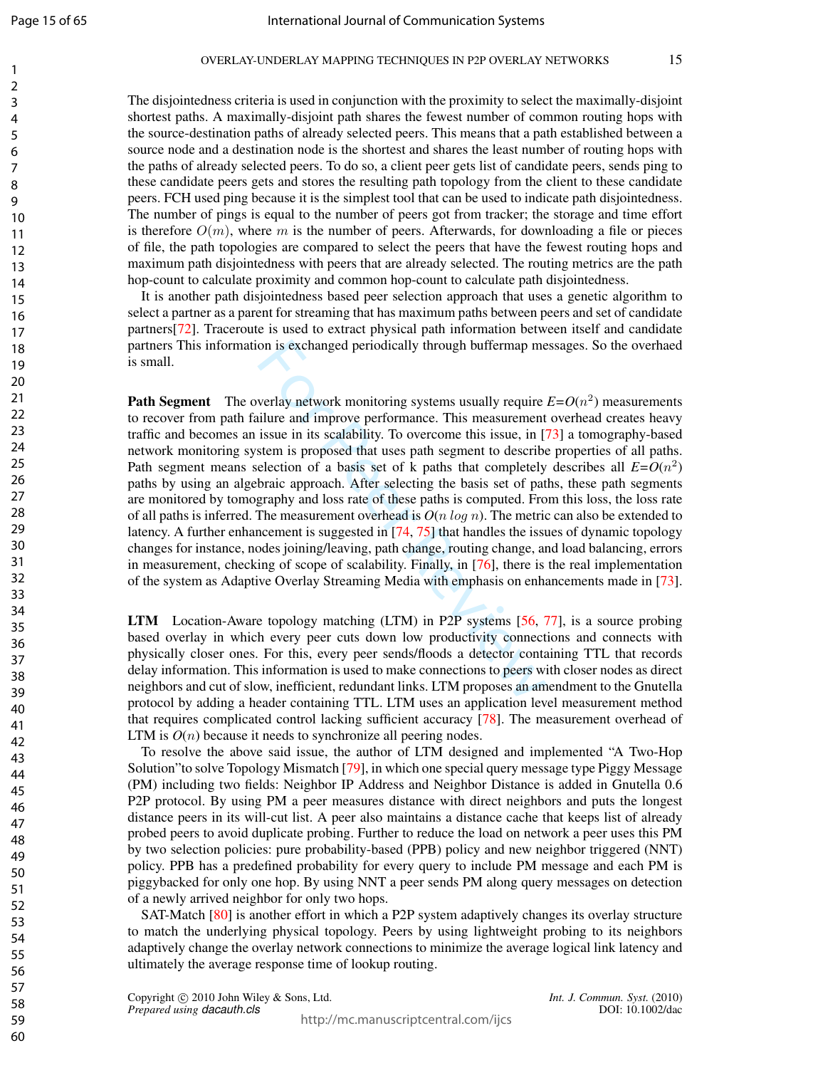The disjointedness criteria is used in conjunction with the proximity to select the maximally-disjoint shortest paths. A maximally-disjoint path shares the fewest number of common routing hops with the source-destination paths of already selected peers. This means that a path established between a source node and a destination node is the shortest and shares the least number of routing hops with the paths of already selected peers. To do so, a client peer gets list of candidate peers, sends ping to these candidate peers gets and stores the resulting path topology from the client to these candidate peers. FCH used ping because it is the simplest tool that can be used to indicate path disjointedness. The number of pings is equal to the number of peers got from tracker; the storage and time effort is therefore $O(m)$, where $m$ is the number of peers. Afterwards, for downloading a file or pieces of file, the path topologies are compared to select the peers that have the fewest routing hops and maximum path disjointedness with peers that are already selected. The routing metrics are the path hop-count to calculate proximity and common hop-count to calculate path disjointedness.

It is another path disjointedness based peer selection approach that uses a genetic algorithm to select a partner as a parent for streaming that has maximum paths between peers and set of candidate partners[72]. Traceroute is used to extract physical path information between itself and candidate partners This information is exchanged periodically through buffermap messages. So the overhaed is small.

**Path Segment** The overlay network monitoring systems usually require $E$=$O(n^2)$ measurements to recover from path failure and improve performance. This measurement overhead creates heavy traffic and becomes an issue in its scalability. To overcome this issue, in [73] a tomography-based network monitoring system is proposed that uses path segment to describe properties of all paths. Path segment means selection of a basis set of k paths that completely describes all $E$=$O(n^2)$ paths by using an algebraic approach. After selecting the basis set of paths, these path segments are monitored by tomography and loss rate of these paths is computed. From this loss, the loss rate of all paths is inferred. The measurement overhead is $O(n \, log \, n)$. The metric can also be extended to latency. A further enhancement is suggested in [74, 75] that handles the issues of dynamic topology changes for instance, nodes joining/leaving, path change, routing change, and load balancing, errors in measurement, checking of scope of scalability. Finally, in [76], there is the real implementation of the system as Adaptive Overlay Streaming Media with emphasis on enhancements made in [73].

**LTM** Location-Aware topology matching (LTM) in P2P systems [56, 77], is a source probing based overlay in which every peer cuts down low productivity connections and connects with physically closer ones. For this, every peer sends/floods a detector containing TTL that records delay information. This information is used to make connections to peers with closer nodes as direct neighbors and cut of slow, inefficient, redundant links. LTM proposes an amendment to the Gnutella protocol by adding a header containing TTL. LTM uses an application level measurement method that requires complicated control lacking sufficient accuracy [78]. The measurement overhead of LTM is $O(n)$ because it needs to synchronize all peering nodes.

To resolve the above said issue, the author of LTM designed and implemented "A Two-Hop Solution"to solve Topology Mismatch [79], in which one special query message type Piggy Message (PM) including two fields: Neighbor IP Address and Neighbor Distance is added in Gnutella 0.6 P2P protocol. By using PM a peer measures distance with direct neighbors and puts the longest distance peers in its will-cut list. A peer also maintains a distance cache that keeps list of already probed peers to avoid duplicate probing. Further to reduce the load on network a peer uses this PM by two selection policies: pure probability-based (PPB) policy and new neighbor triggered (NNT) policy. PPB has a predefined probability for every query to include PM message and each PM is piggybacked for only one hop. By using NNT a peer sends PM along query messages on detection of a newly arrived neighbor for only two hops.

SAT-Match [80] is another effort in which a P2P system adaptively changes its overlay structure to match the underlying physical topology. Peers by using lightweight probing to its neighbors adaptively change the overlay network connections to minimize the average logical link latency and ultimately the average response time of lookup routing.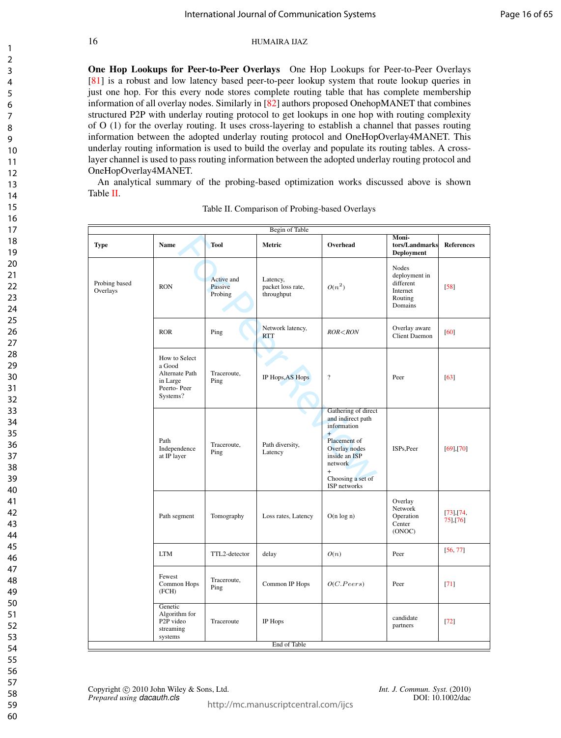**One Hop Lookups for Peer-to-Peer Overlays** One Hop Lookups for Peer-to-Peer Overlays [81] is a robust and low latency based peer-to-peer lookup system that route lookup queries in just one hop. For this every node stores complete routing table that has complete membership information of all overlay nodes. Similarly in [82] authors proposed OnehopMANET that combines structured P2P with underlay routing protocol to get lookups in one hop with routing complexity of O (1) for the overlay routing. It uses cross-layering to establish a channel that passes routing information between the adopted underlay routing protocol and OneHopOverlay4MANET. This underlay routing information is used to build the overlay and populate its routing tables. A cross-layer channel is used to pass routing information between the adopted underlay routing protocol and OneHopOverlay4MANET.

An analytical summary of the probing-based optimization works discussed above is shown Table II.

Table II. Comparison of Probing-based Overlays

| Type | Name | Tool | Metric | Overhead | Monitors/Landmarks Deployment | References |
|---|---|---|---|---|---|---|
| Probing based Overlays | RON | Active and Passive Probing | Latency, packet loss rate, throughput | $O(n^2)$ | Nodes deployment in different Internet Routing Domains | [58] |
| | ROR | Ping | Network latency, RTT | $ROR < RON$ | Overlay aware Client Daemon | [60] |
| | How to Select a Good Alternate Path in Large Peerto- Peer Systems? | Traceroute, Ping | IP Hops,AS Hops | ? | Peer | [63] |
| | Path Independence at IP layer | Traceroute, Ping | Path diversity, Latency | Gathering of direct and indirect path information + Placement of Overlay nodes inside an ISP network + Choosing a set of ISP networks | ISPs,Peer | [69],[70] |
| | Path segment | Tomography | Loss rates, Latency | O(n log n) | Overlay Network Operation Center (ONOC) | [73],[74, 75],[76] |
| | LTM | TTL2-detector | delay | $O(n)$ | Peer | [56, 77] |
| | Fewest Common Hops (FCH) | Traceroute, Ping | Common IP Hops | $O(C.Peers)$ | Peer | [71] |
| | Genetic Algorithm for P2P video streaming systems | Traceroute | IP Hops | | candidate partners | [72] |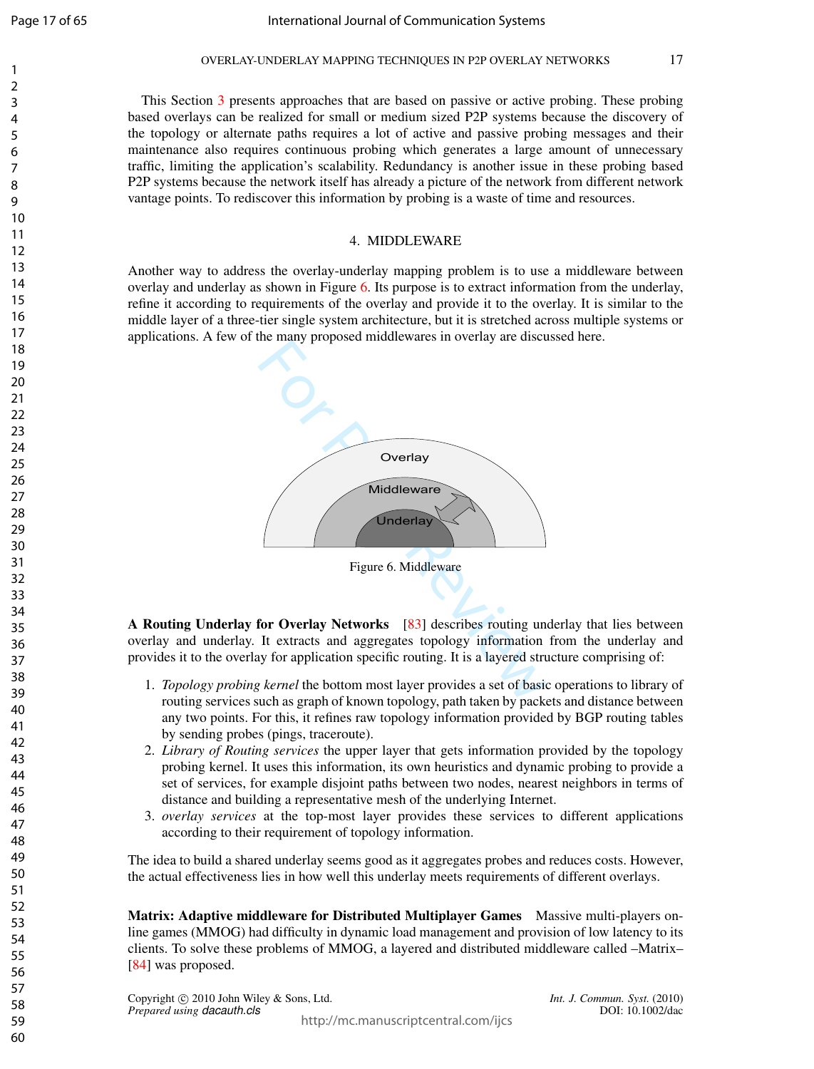This Section 3 presents approaches that are based on passive or active probing. These probing based overlays can be realized for small or medium sized P2P systems because the discovery of the topology or alternate paths requires a lot of active and passive probing messages and their maintenance also requires continuous probing which generates a large amount of unnecessary traffic, limiting the application's scalability. Redundancy is another issue in these probing based P2P systems because the network itself has already a picture of the network from different network vantage points. To rediscover this information by probing is a waste of time and resources.

## 4. MIDDLEWARE

Another way to address the overlay-underlay mapping problem is to use a middleware between overlay and underlay as shown in Figure 6. Its purpose is to extract information from the underlay, refine it according to requirements of the overlay and provide it to the overlay. It is similar to the middle layer of a three-tier single system architecture, but it is stretched across multiple systems or applications. A few of the many proposed middlewares in overlay are discussed here.

Figure 6. Middleware

**A Routing Underlay for Overlay Networks** [83] describes routing underlay that lies between overlay and underlay. It extracts and aggregates topology information from the underlay and provides it to the overlay for application specific routing. It is a layered structure comprising of:

1. *Topology probing kernel* the bottom most layer provides a set of basic operations to library of routing services such as graph of known topology, path taken by packets and distance between any two points. For this, it refines raw topology information provided by BGP routing tables by sending probes (pings, traceroute).
2. *Library of Routing services* the upper layer that gets information provided by the topology probing kernel. It uses this information, its own heuristics and dynamic probing to provide a set of services, for example disjoint paths between two nodes, nearest neighbors in terms of distance and building a representative mesh of the underlying Internet.
3. *overlay services* at the top-most layer provides these services to different applications according to their requirement of topology information.

The idea to build a shared underlay seems good as it aggregates probes and reduces costs. However, the actual effectiveness lies in how well this underlay meets requirements of different overlays.

**Matrix: Adaptive middleware for Distributed Multiplayer Games** Massive multi-players online games (MMOG) had difficulty in dynamic load management and provision of low latency to its clients. To solve these problems of MMOG, a layered and distributed middleware called –Matrix– [84] was proposed.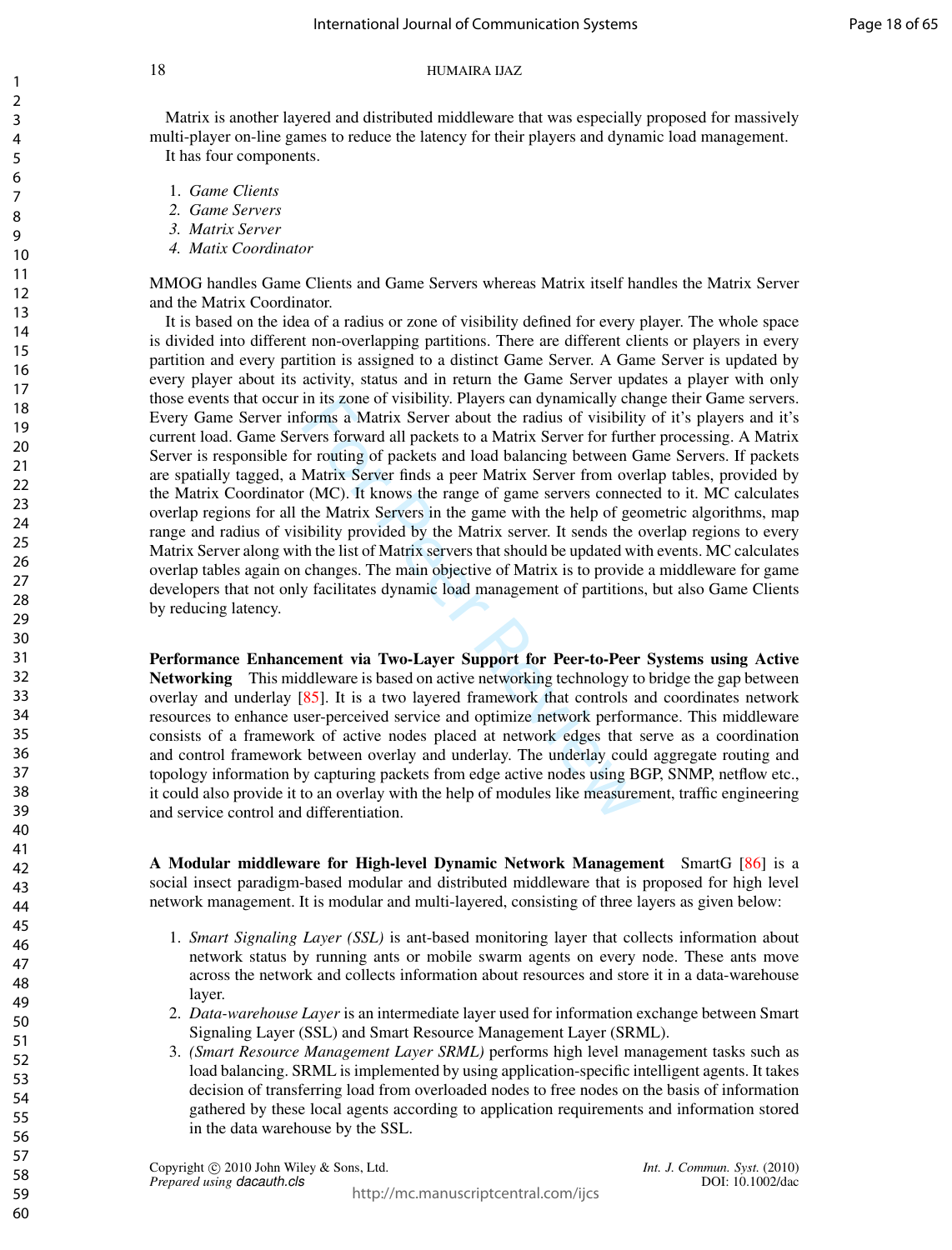Matrix is another layered and distributed middleware that was especially proposed for massively multi-player on-line games to reduce the latency for their players and dynamic load management.

It has four components.

1. *Game Clients*
2. *Game Servers*
3. *Matrix Server*
4. *Matix Coordinator*

MMOG handles Game Clients and Game Servers whereas Matrix itself handles the Matrix Server and the Matrix Coordinator.

It is based on the idea of a radius or zone of visibility defined for every player. The whole space is divided into different non-overlapping partitions. There are different clients or players in every partition and every partition is assigned to a distinct Game Server. A Game Server is updated by every player about its activity, status and in return the Game Server updates a player with only those events that occur in its zone of visibility. Players can dynamically change their Game servers. Every Game Server informs a Matrix Server about the radius of visibility of it's players and it's current load. Game Servers forward all packets to a Matrix Server for further processing. A Matrix Server is responsible for routing of packets and load balancing between Game Servers. If packets are spatially tagged, a Matrix Server finds a peer Matrix Server from overlap tables, provided by the Matrix Coordinator (MC). It knows the range of game servers connected to it. MC calculates overlap regions for all the Matrix Servers in the game with the help of geometric algorithms, map range and radius of visibility provided by the Matrix server. It sends the overlap regions to every Matrix Server along with the list of Matrix servers that should be updated with events. MC calculates overlap tables again on changes. The main objective of Matrix is to provide a middleware for game developers that not only facilitates dynamic load management of partitions, but also Game Clients by reducing latency.

**Performance Enhancement via Two-Layer Support for Peer-to-Peer Systems using Active Networking** This middleware is based on active networking technology to bridge the gap between overlay and underlay [85]. It is a two layered framework that controls and coordinates network resources to enhance user-perceived service and optimize network performance. This middleware consists of a framework of active nodes placed at network edges that serve as a coordination and control framework between overlay and underlay. The underlay could aggregate routing and topology information by capturing packets from edge active nodes using BGP, SNMP, netflow etc., it could also provide it to an overlay with the help of modules like measurement, traffic engineering and service control and differentiation.

**A Modular middleware for High-level Dynamic Network Management** SmartG [86] is a social insect paradigm-based modular and distributed middleware that is proposed for high level network management. It is modular and multi-layered, consisting of three layers as given below:

1. *Smart Signaling Layer (SSL)* is ant-based monitoring layer that collects information about network status by running ants or mobile swarm agents on every node. These ants move across the network and collects information about resources and store it in a data-warehouse layer.
2. *Data-warehouse Layer* is an intermediate layer used for information exchange between Smart Signaling Layer (SSL) and Smart Resource Management Layer (SRML).
3. *(Smart Resource Management Layer SRML)* performs high level management tasks such as load balancing. SRML is implemented by using application-specific intelligent agents. It takes decision of transferring load from overloaded nodes to free nodes on the basis of information gathered by these local agents according to application requirements and information stored in the data warehouse by the SSL.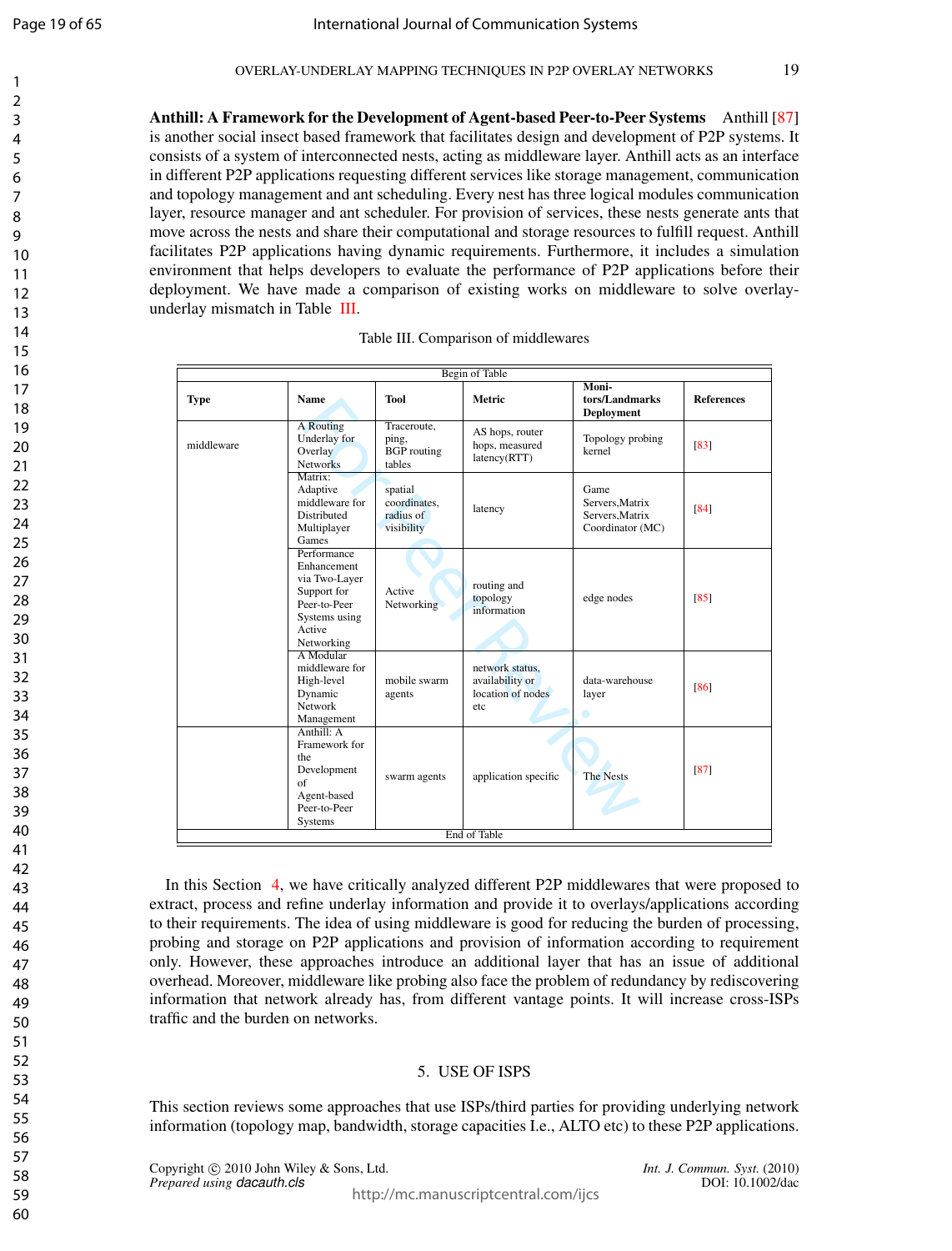**Anthill: A Framework for the Development of Agent-based Peer-to-Peer Systems** Anthill [87] is another social insect based framework that facilitates design and development of P2P systems. It consists of a system of interconnected nests, acting as middleware layer. Anthill acts as an interface in different P2P applications requesting different services like storage management, communication and topology management and ant scheduling. Every nest has three logical modules communication layer, resource manager and ant scheduler. For provision of services, these nests generate ants that move across the nests and share their computational and storage resources to fulfill request. Anthill facilitates P2P applications having dynamic requirements. Furthermore, it includes a simulation environment that helps developers to evaluate the performance of P2P applications before their deployment. We have made a comparison of existing works on middleware to solve overlay-underlay mismatch in Table III.

Table III. Comparison of middlewares

| Type | Name | Tool | Metric | Monitors/Landmarks Deployment | References |
|---|---|---|---|---|---|
| middleware | A Routing Underlay for Overlay Networks | Traceroute, ping, BGP routing tables | AS hops, router hops, measured latency(RTT) | Topology probing kernel | [83] |
| | Matrix: Adaptive middleware for Distributed Multiplayer Games | spatial coordinates, radius of visibility | latency | Game Servers,Matrix Servers,Matrix Coordinator (MC) | [84] |
| | Performance Enhancement via Two-Layer Support for Peer-to-Peer Systems using Active Networking | Active Networking | routing and topology information | edge nodes | [85] |
| | A Modular middleware for High-level Dynamic Network Management | mobile swarm agents | network status, availability or location of nodes etc | data-warehouse layer | [86] |
| | Anthill: A Framework for the Development of Agent-based Peer-to-Peer Systems | swarm agents | application specific | The Nests | [87] |

In this Section 4, we have critically analyzed different P2P middlewares that were proposed to extract, process and refine underlay information and provide it to overlays/applications according to their requirements. The idea of using middleware is good for reducing the burden of processing, probing and storage on P2P applications and provision of information according to requirement only. However, these approaches introduce an additional layer that has an issue of additional overhead. Moreover, middleware like probing also face the problem of redundancy by rediscovering information that network already has, from different vantage points. It will increase cross-ISPs traffic and the burden on networks.

## 5. USE OF ISPS

This section reviews some approaches that use ISPs/third parties for providing underlying network information (topology map, bandwidth, storage capacities I.e., ALTO etc) to these P2P applications.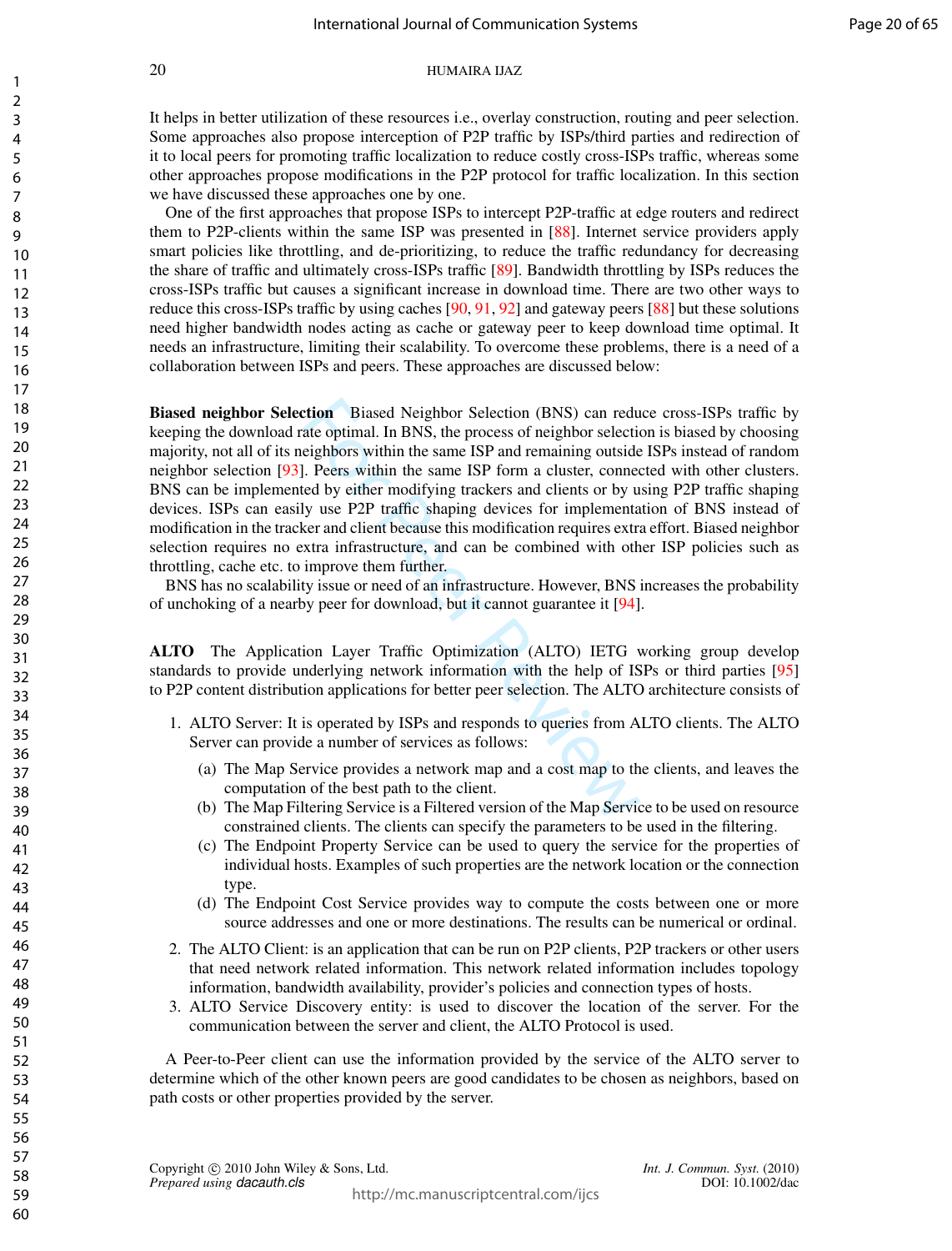It helps in better utilization of these resources i.e., overlay construction, routing and peer selection. Some approaches also propose interception of P2P traffic by ISPs/third parties and redirection of it to local peers for promoting traffic localization to reduce costly cross-ISPs traffic, whereas some other approaches propose modifications in the P2P protocol for traffic localization. In this section we have discussed these approaches one by one.

One of the first approaches that propose ISPs to intercept P2P-traffic at edge routers and redirect them to P2P-clients within the same ISP was presented in [88]. Internet service providers apply smart policies like throttling, and de-prioritizing, to reduce the traffic redundancy for decreasing the share of traffic and ultimately cross-ISPs traffic [89]. Bandwidth throttling by ISPs reduces the cross-ISPs traffic but causes a significant increase in download time. There are two other ways to reduce this cross-ISPs traffic by using caches [90, 91, 92] and gateway peers [88] but these solutions need higher bandwidth nodes acting as cache or gateway peer to keep download time optimal. It needs an infrastructure, limiting their scalability. To overcome these problems, there is a need of a collaboration between ISPs and peers. These approaches are discussed below:

**Biased neighbor Selection** Biased Neighbor Selection (BNS) can reduce cross-ISPs traffic by keeping the download rate optimal. In BNS, the process of neighbor selection is biased by choosing majority, not all of its neighbors within the same ISP and remaining outside ISPs instead of random neighbor selection [93]. Peers within the same ISP form a cluster, connected with other clusters. BNS can be implemented by either modifying trackers and clients or by using P2P traffic shaping devices. ISPs can easily use P2P traffic shaping devices for implementation of BNS instead of modification in the tracker and client because this modification requires extra effort. Biased neighbor selection requires no extra infrastructure, and can be combined with other ISP policies such as throttling, cache etc. to improve them further.

BNS has no scalability issue or need of an infrastructure. However, BNS increases the probability of unchoking of a nearby peer for download, but it cannot guarantee it [94].

**ALTO** The Application Layer Traffic Optimization (ALTO) IETG working group develop standards to provide underlying network information with the help of ISPs or third parties [95] to P2P content distribution applications for better peer selection. The ALTO architecture consists of

1. ALTO Server: It is operated by ISPs and responds to queries from ALTO clients. The ALTO Server can provide a number of services as follows:
   (a) The Map Service provides a network map and a cost map to the clients, and leaves the computation of the best path to the client.
   (b) The Map Filtering Service is a Filtered version of the Map Service to be used on resource constrained clients. The clients can specify the parameters to be used in the filtering.
   (c) The Endpoint Property Service can be used to query the service for the properties of individual hosts. Examples of such properties are the network location or the connection type.
   (d) The Endpoint Cost Service provides way to compute the costs between one or more source addresses and one or more destinations. The results can be numerical or ordinal.
2. The ALTO Client: is an application that can be run on P2P clients, P2P trackers or other users that need network related information. This network related information includes topology information, bandwidth availability, provider's policies and connection types of hosts.
3. ALTO Service Discovery entity: is used to discover the location of the server. For the communication between the server and client, the ALTO Protocol is used.

A Peer-to-Peer client can use the information provided by the service of the ALTO server to determine which of the other known peers are good candidates to be chosen as neighbors, based on path costs or other properties provided by the server.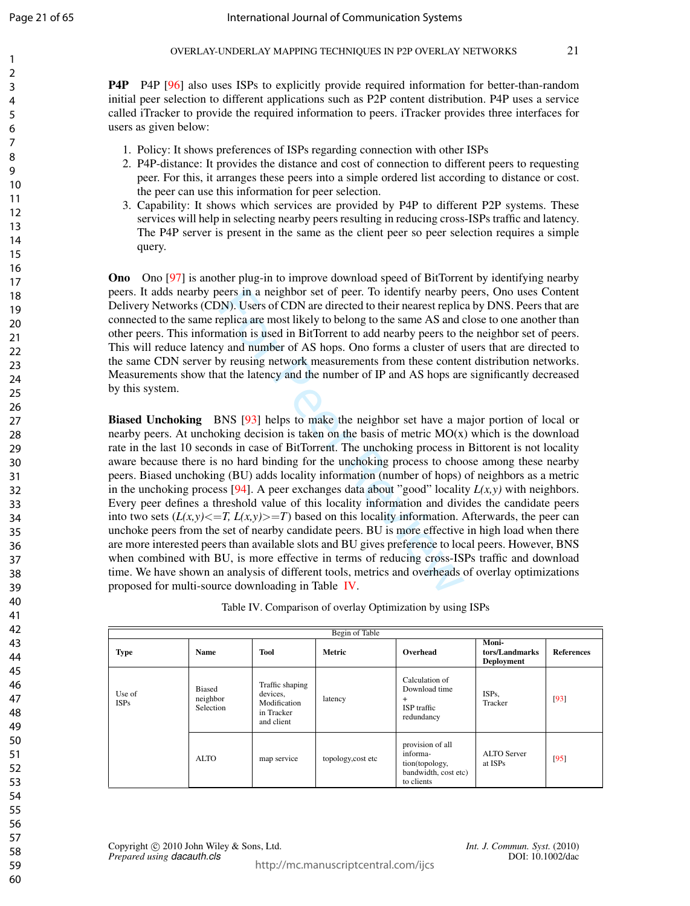**P4P** P4P [96] also uses ISPs to explicitly provide required information for better-than-random initial peer selection to different applications such as P2P content distribution. P4P uses a service called iTracker to provide the required information to peers. iTracker provides three interfaces for users as given below:

1. Policy: It shows preferences of ISPs regarding connection with other ISPs
2. P4P-distance: It provides the distance and cost of connection to different peers to requesting peer. For this, it arranges these peers into a simple ordered list according to distance or cost. the peer can use this information for peer selection.
3. Capability: It shows which services are provided by P4P to different P2P systems. These services will help in selecting nearby peers resulting in reducing cross-ISPs traffic and latency. The P4P server is present in the same as the client peer so peer selection requires a simple query.

**Ono** Ono [97] is another plug-in to improve download speed of BitTorrent by identifying nearby peers. It adds nearby peers in a neighbor set of peer. To identify nearby peers, Ono uses Content Delivery Networks (CDN). Users of CDN are directed to their nearest replica by DNS. Peers that are connected to the same replica are most likely to belong to the same AS and close to one another than other peers. This information is used in BitTorrent to add nearby peers to the neighbor set of peers. This will reduce latency and number of AS hops. Ono forms a cluster of users that are directed to the same CDN server by reusing network measurements from these content distribution networks. Measurements show that the latency and the number of IP and AS hops are significantly decreased by this system.

**Biased Unchoking** BNS [93] helps to make the neighbor set have a major portion of local or nearby peers. At unchoking decision is taken on the basis of metric MO(x) which is the download rate in the last 10 seconds in case of BitTorrent. The unchoking process in Bittorent is not locality aware because there is no hard binding for the unchoking process to choose among these nearby peers. Biased unchoking (BU) adds locality information (number of hops) of neighbors as a metric in the unchoking process [94]. A peer exchanges data about "good" locality $L(x,y)$ with neighbors. Every peer defines a threshold value of this locality information and divides the candidate peers into two sets ($L(x,y) <= T$, $L(x,y) >= T$) based on this locality information. Afterwards, the peer can unchoke peers from the set of nearby candidate peers. BU is more effective in high load when there are more interested peers than available slots and BU gives preference to local peers. However, BNS when combined with BU, is more effective in terms of reducing cross-ISPs traffic and download time. We have shown an analysis of different tools, metrics and overheads of overlay optimizations proposed for multi-source downloading in Table IV.

Table IV. Comparison of overlay Optimization by using ISPs

| Begin of Table | | | | | | |
|---|---|---|---|---|---|---|
| **Type** | **Name** | **Tool** | **Metric** | **Overhead** | **Monitors/Landmarks Deployment** | **References** |
| Use of ISPs | Biased neighbor Selection | Traffic shaping devices, Modification in Tracker and client | latency | Calculation of Download time + ISP traffic redundancy | ISPs, Tracker | [93] |
| | ALTO | map service | topology,cost etc | provision of all information(topology, bandwidth, cost etc) to clients | ALTO Server at ISPs | [95] |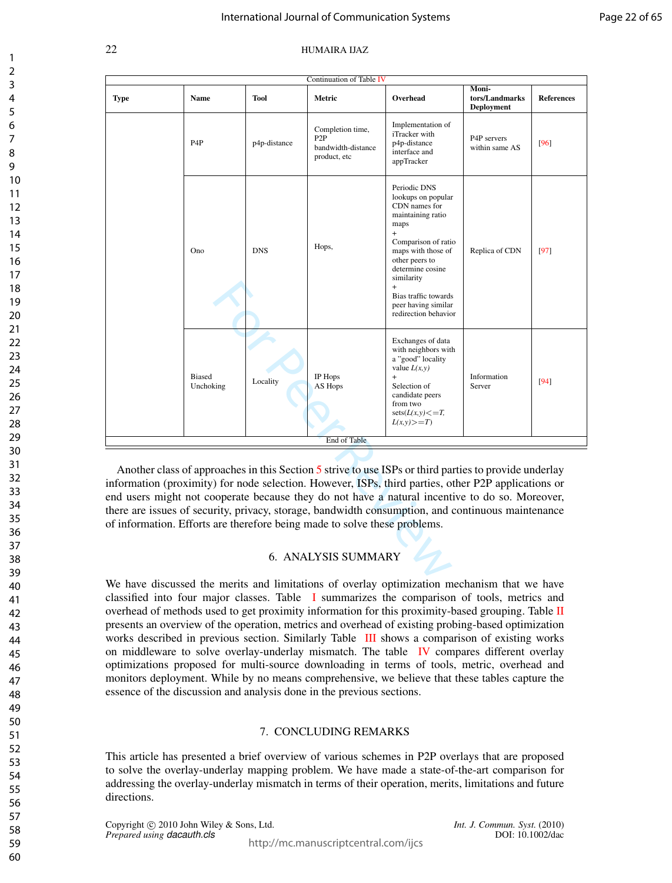Continuation of Table IV

| Type | Name | Tool | Metric | Overhead | Monitors/Landmarks Deployment | References |
|---|---|---|---|---|---|---|
| | P4P | p4p-distance | Completion time, P2P bandwidth-distance product, etc | Implementation of iTracker with p4p-distance interface and appTracker | P4P servers within same AS | [96] |
| | Ono | DNS | Hops, | Periodic DNS lookups on popular CDN names for maintaining ratio maps + Comparison of ratio maps with those of other peers to determine cosine similarity + Bias traffic towards peer having similar redirection behavior | Replica of CDN | [97] |
| | Biased Unchoking | Locality | IP Hops AS Hops | Exchanges of data with neighbors with a "good" locality value $L(x,y)$ + Selection of candidate peers from two sets($L(x,y) <= T$, $L(x,y) >= T$) | Information Server | [94] |

End of Table

Another class of approaches in this Section 5 strive to use ISPs or third parties to provide underlay information (proximity) for node selection. However, ISPs, third parties, other P2P applications or end users might not cooperate because they do not have a natural incentive to do so. Moreover, there are issues of security, privacy, storage, bandwidth consumption, and continuous maintenance of information. Efforts are therefore being made to solve these problems.

## 6. ANALYSIS SUMMARY

We have discussed the merits and limitations of overlay optimization mechanism that we have classified into four major classes. Table I summarizes the comparison of tools, metrics and overhead of methods used to get proximity information for this proximity-based grouping. Table II presents an overview of the operation, metrics and overhead of existing probing-based optimization works described in previous section. Similarly Table III shows a comparison of existing works on middleware to solve overlay-underlay mismatch. The table IV compares different overlay optimizations proposed for multi-source downloading in terms of tools, metric, overhead and monitors deployment. While by no means comprehensive, we believe that these tables capture the essence of the discussion and analysis done in the previous sections.

## 7. CONCLUDING REMARKS

This article has presented a brief overview of various schemes in P2P overlays that are proposed to solve the overlay-underlay mapping problem. We have made a state-of-the-art comparison for addressing the overlay-underlay mismatch in terms of their operation, merits, limitations and future directions.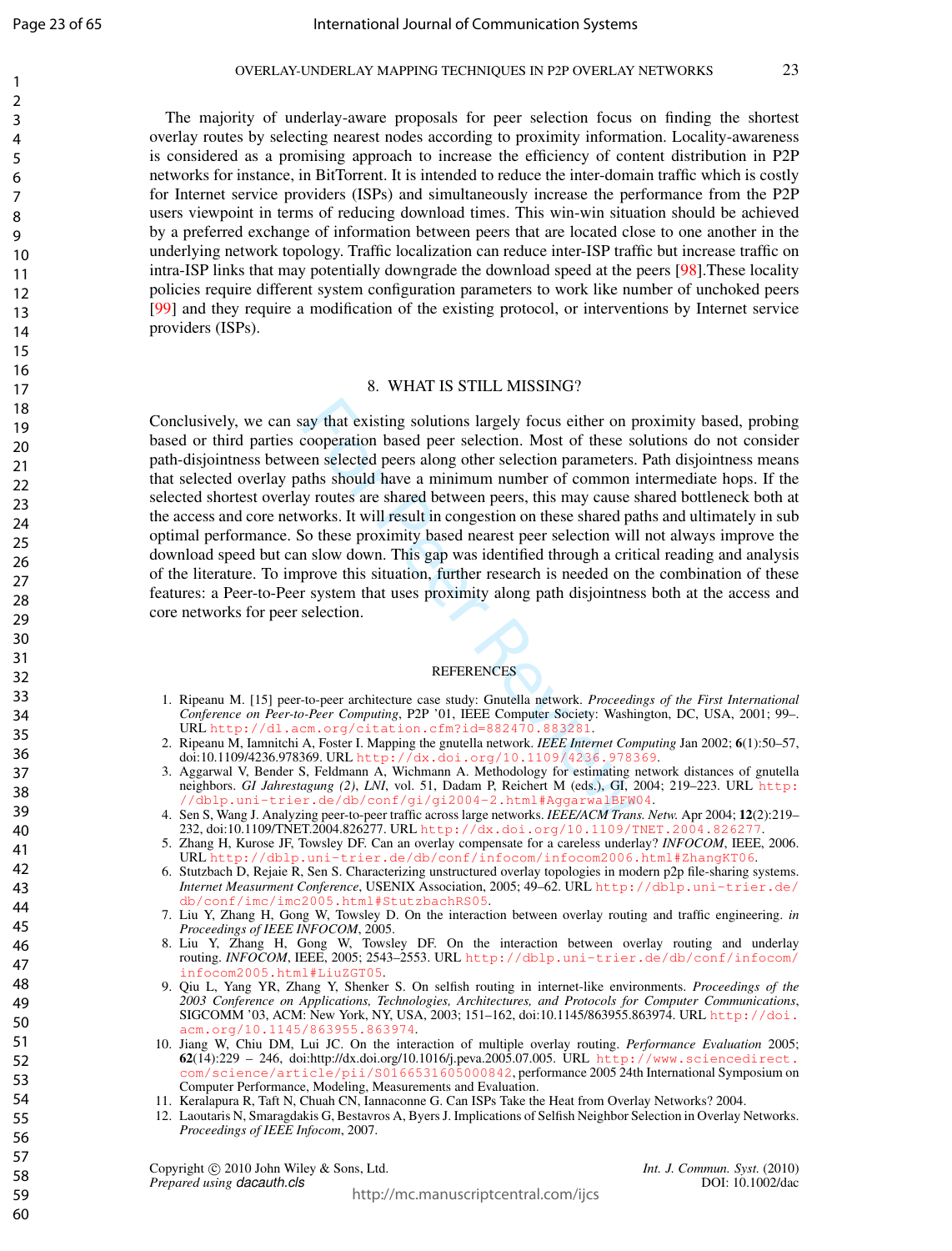The majority of underlay-aware proposals for peer selection focus on finding the shortest overlay routes by selecting nearest nodes according to proximity information. Locality-awareness is considered as a promising approach to increase the efficiency of content distribution in P2P networks for instance, in BitTorrent. It is intended to reduce the inter-domain traffic which is costly for Internet service providers (ISPs) and simultaneously increase the performance from the P2P users viewpoint in terms of reducing download times. This win-win situation should be achieved by a preferred exchange of information between peers that are located close to one another in the underlying network topology. Traffic localization can reduce inter-ISP traffic but increase traffic on intra-ISP links that may potentially downgrade the download speed at the peers [98].These locality policies require different system configuration parameters to work like number of unchoked peers [99] and they require a modification of the existing protocol, or interventions by Internet service providers (ISPs).

## 8. WHAT IS STILL MISSING?

Conclusively, we can say that existing solutions largely focus either on proximity based, probing based or third parties cooperation based peer selection. Most of these solutions do not consider path-disjointness between selected peers along other selection parameters. Path disjointness means that selected overlay paths should have a minimum number of common intermediate hops. If the selected shortest overlay routes are shared between peers, this may cause shared bottleneck both at the access and core networks. It will result in congestion on these shared paths and ultimately in sub optimal performance. So these proximity based nearest peer selection will not always improve the download speed but can slow down. This gap was identified through a critical reading and analysis of the literature. To improve this situation, further research is needed on the combination of these features: a Peer-to-Peer system that uses proximity along path disjointness both at the access and core networks for peer selection.

## REFERENCES

1. Ripeanu M. [15] peer-to-peer architecture case study: Gnutella network. *Proceedings of the First International Conference on Peer-to-Peer Computing*, P2P '01, IEEE Computer Society: Washington, DC, USA, 2001; 99–. URL http://dl.acm.org/citation.cfm?id=882470.883281.
2. Ripeanu M, Iamnitchi A, Foster I. Mapping the gnutella network. *IEEE Internet Computing* Jan 2002; **6**(1):50–57, doi:10.1109/4236.978369. URL http://dx.doi.org/10.1109/4236.978369.
3. Aggarwal V, Bender S, Feldmann A, Wichmann A. Methodology for estimating network distances of gnutella neighbors. *GI Jahrestagung (2)*, *LNI*, vol. 51, Dadam P, Reichert M (eds.), GI, 2004; 219–223. URL http://dblp.uni-trier.de/db/conf/gi/gi2004-2.html#AggarwalBFW04.
4. Sen S, Wang J. Analyzing peer-to-peer traffic across large networks. *IEEE/ACM Trans. Netw.* Apr 2004; **12**(2):219–232, doi:10.1109/TNET.2004.826277. URL http://dx.doi.org/10.1109/TNET.2004.826277.
5. Zhang H, Kurose JF, Towsley DF. Can an overlay compensate for a careless underlay? *INFOCOM*, IEEE, 2006. URL http://dblp.uni-trier.de/db/conf/infocom/infocom2006.html#ZhangKT06.
6. Stutzbach D, Rejaie R, Sen S. Characterizing unstructured overlay topologies in modern p2p file-sharing systems. *Internet Measurment Conference*, USENIX Association, 2005; 49–62. URL http://dblp.uni-trier.de/db/conf/imc/imc2005.html#StutzbachRS05.
7. Liu Y, Zhang H, Gong W, Towsley D. On the interaction between overlay routing and traffic engineering. *in Proceedings of IEEE INFOCOM*, 2005.
8. Liu Y, Zhang H, Gong W, Towsley DF. On the interaction between overlay routing and underlay routing. *INFOCOM*, IEEE, 2005; 2543–2553. URL http://dblp.uni-trier.de/db/conf/infocom/infocom2005.html#LiuZGT05.
9. Qiu L, Yang YR, Zhang Y, Shenker S. On selfish routing in internet-like environments. *Proceedings of the 2003 Conference on Applications, Technologies, Architectures, and Protocols for Computer Communications*, SIGCOMM '03, ACM: New York, NY, USA, 2003; 151–162, doi:10.1145/863955.863974. URL http://doi.acm.org/10.1145/863955.863974.
10. Jiang W, Chiu DM, Lui JC. On the interaction of multiple overlay routing. *Performance Evaluation* 2005; **62**(14):229 – 246, doi:http://dx.doi.org/10.1016/j.peva.2005.07.005. URL http://www.sciencedirect.com/science/article/pii/S0166531605000842, performance 2005 24th International Symposium on Computer Performance, Modeling, Measurements and Evaluation.
11. Keralapura R, Taft N, Chuah CN, Iannaconne G. Can ISPs Take the Heat from Overlay Networks? 2004.
12. Laoutaris N, Smaragdakis G, Bestavros A, Byers J. Implications of Selfish Neighbor Selection in Overlay Networks. *Proceedings of IEEE Infocom*, 2007.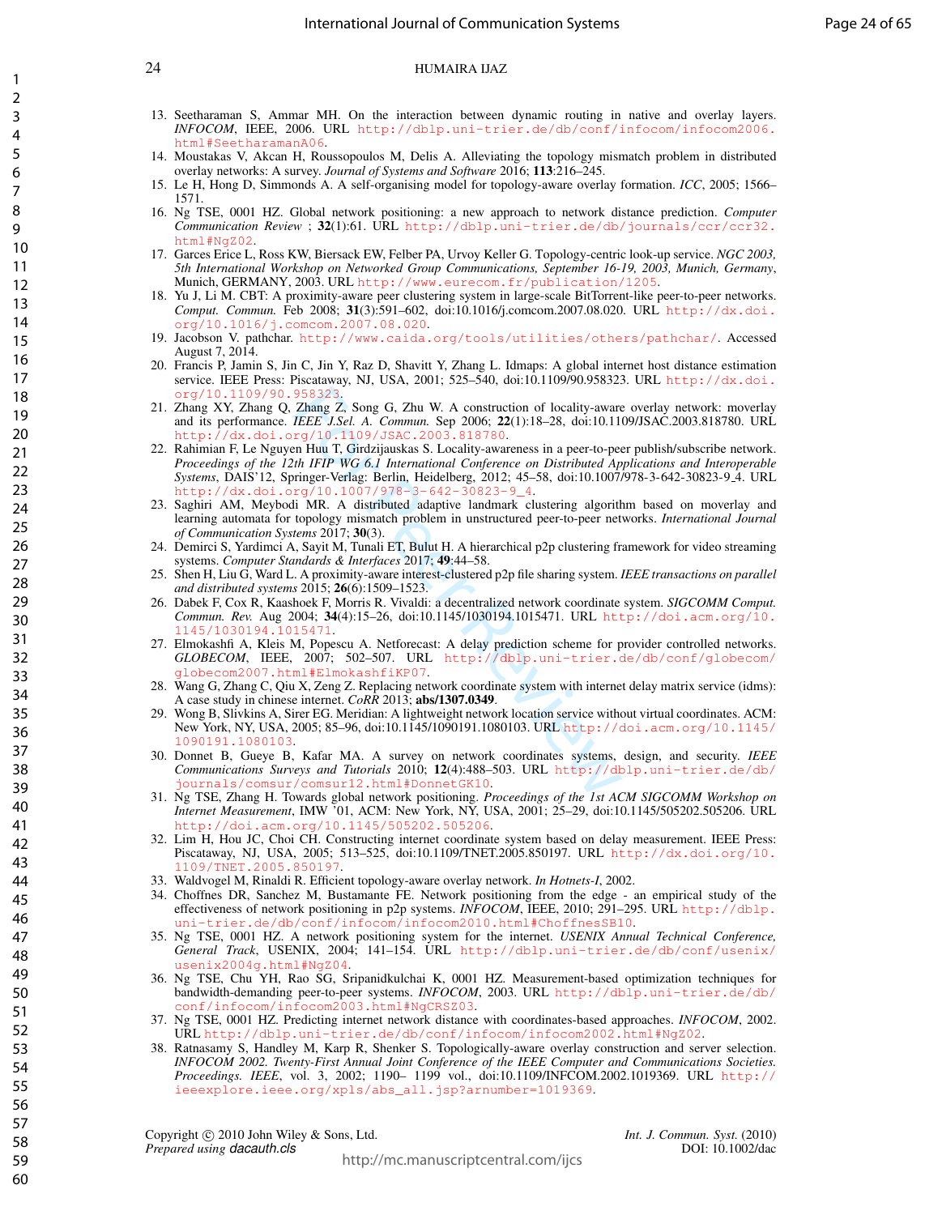13. Seetharaman S, Ammar MH. On the interaction between dynamic routing in native and overlay layers. *INFOCOM*, IEEE, 2006. URL http://dblp.uni-trier.de/db/conf/infocom/infocom2006.html#SeetharamanA06.
14. Moustakas V, Akcan H, Roussopoulos M, Delis A. Alleviating the topology mismatch problem in distributed overlay networks: A survey. *Journal of Systems and Software* 2016; **113**:216–245.
15. Le H, Hong D, Simmonds A. A self-organising model for topology-aware overlay formation. *ICC*, 2005; 1566–1571.
16. Ng TSE, 0001 HZ. Global network positioning: a new approach to network distance prediction. *Computer Communication Review* ; **32**(1):61. URL http://dblp.uni-trier.de/db/journals/ccr/ccr32.html#NgZ02.
17. Garces Erice L, Ross KW, Biersack EW, Felber PA, Urvoy Keller G. Topology-centric look-up service. *NGC 2003, 5th International Workshop on Networked Group Communications, September 16-19, 2003, Munich, Germany*, Munich, GERMANY, 2003. URL http://www.eurecom.fr/publication/1205.
18. Yu J, Li M. CBT: A proximity-aware peer clustering system in large-scale BitTorrent-like peer-to-peer networks. *Comput. Commun.* Feb 2008; **31**(3):591–602, doi:10.1016/j.comcom.2007.08.020. URL http://dx.doi.org/10.1016/j.comcom.2007.08.020.
19. Jacobson V. pathchar. http://www.caida.org/tools/utilities/others/pathchar/. Accessed August 7, 2014.
20. Francis P, Jamin S, Jin C, Jin Y, Raz D, Shavitt Y, Zhang L. Idmaps: A global internet host distance estimation service. IEEE Press: Piscataway, NJ, USA, 2001; 525–540, doi:10.1109/90.958323. URL http://dx.doi.org/10.1109/90.958323.
21. Zhang XY, Zhang Q, Zhang Z, Song G, Zhu W. A construction of locality-aware overlay network: moverlay and its performance. *IEEE J.Sel. A. Commun.* Sep 2006; **22**(1):18–28, doi:10.1109/JSAC.2003.818780. URL http://dx.doi.org/10.1109/JSAC.2003.818780.
22. Rahimian F, Le Nguyen Huu T, Girdzijauskas S. Locality-awareness in a peer-to-peer publish/subscribe network. *Proceedings of the 12th IFIP WG 6.1 International Conference on Distributed Applications and Interoperable Systems*, DAIS'12, Springer-Verlag: Berlin, Heidelberg, 2012; 45–58, doi:10.1007/978-3-642-30823-9_4. URL http://dx.doi.org/10.1007/978-3-642-30823-9_4.
23. Saghiri AM, Meybodi MR. A distributed adaptive landmark clustering algorithm based on moverlay and learning automata for topology mismatch problem in unstructured peer-to-peer networks. *International Journal of Communication Systems* 2017; **30**(3).
24. Demirci S, Yardimci A, Sayit M, Tunali ET, Bulut H. A hierarchical p2p clustering framework for video streaming systems. *Computer Standards & Interfaces* 2017; **49**:44–58.
25. Shen H, Liu G, Ward L. A proximity-aware interest-clustered p2p file sharing system. *IEEE transactions on parallel and distributed systems* 2015; **26**(6):1509–1523.
26. Dabek F, Cox R, Kaashoek F, Morris R. Vivaldi: a decentralized network coordinate system. *SIGCOMM Comput. Commun. Rev.* Aug 2004; **34**(4):15–26, doi:10.1145/1030194.1015471. URL http://doi.acm.org/10.1145/1030194.1015471.
27. Elmokashfi A, Kleis M, Popescu A. Netforecast: A delay prediction scheme for provider controlled networks. *GLOBECOM*, IEEE, 2007; 502–507. URL http://dblp.uni-trier.de/db/conf/globecom/globecom2007.html#ElmokashfiKP07.
28. Wang G, Zhang C, Qiu X, Zeng Z. Replacing network coordinate system with internet delay matrix service (idms): A case study in chinese internet. *CoRR* 2013; **abs/1307.0349**.
29. Wong B, Slivkins A, Sirer EG. Meridian: A lightweight network location service without virtual coordinates. ACM: New York, NY, USA, 2005; 85–96, doi:10.1145/1090191.1080103. URL http://doi.acm.org/10.1145/1090191.1080103.
30. Donnet B, Gueye B, Kafar MA. A survey on network coordinates systems, design, and security. *IEEE Communications Surveys and Tutorials* 2010; **12**(4):488–503. URL http://dblp.uni-trier.de/db/journals/comsur/comsur12.html#DonnetGK10.
31. Ng TSE, Zhang H. Towards global network positioning. *Proceedings of the 1st ACM SIGCOMM Workshop on Internet Measurement*, IMW '01, ACM: New York, NY, USA, 2001; 25–29, doi:10.1145/505202.505206. URL http://doi.acm.org/10.1145/505202.505206.
32. Lim H, Hou JC, Choi CH. Constructing internet coordinate system based on delay measurement. IEEE Press: Piscataway, NJ, USA, 2005; 513–525, doi:10.1109/TNET.2005.850197. URL http://dx.doi.org/10.1109/TNET.2005.850197.
33. Waldvogel M, Rinaldi R. Efficient topology-aware overlay network. *In Hotnets-I*, 2002.
34. Choffnes DR, Sanchez M, Bustamante FE. Network positioning from the edge - an empirical study of the effectiveness of network positioning in p2p systems. *INFOCOM*, IEEE, 2010; 291–295. URL http://dblp.uni-trier.de/db/conf/infocom/infocom2010.html#ChoffnesSB10.
35. Ng TSE, 0001 HZ. A network positioning system for the internet. *USENIX Annual Technical Conference, General Track*, USENIX, 2004; 141–154. URL http://dblp.uni-trier.de/db/conf/usenix/usenix2004g.html#NgZ04.
36. Ng TSE, Chu YH, Rao SG, Sripanidkulchai K, 0001 HZ. Measurement-based optimization techniques for bandwidth-demanding peer-to-peer systems. *INFOCOM*, 2003. URL http://dblp.uni-trier.de/db/conf/infocom/infocom2003.html#NgCRSZ03.
37. Ng TSE, 0001 HZ. Predicting internet network distance with coordinates-based approaches. *INFOCOM*, 2002. URL http://dblp.uni-trier.de/db/conf/infocom/infocom2002.html#NgZ02.
38. Ratnasamy S, Handley M, Karp R, Shenker S. Topologically-aware overlay construction and server selection. *INFOCOM 2002. Twenty-First Annual Joint Conference of the IEEE Computer and Communications Societies. Proceedings. IEEE*, vol. 3, 2002; 1190– 1199 vol., doi:10.1109/INFCOM.2002.1019369. URL http://ieeexplore.ieee.org/xpls/abs_all.jsp?arnumber=1019369.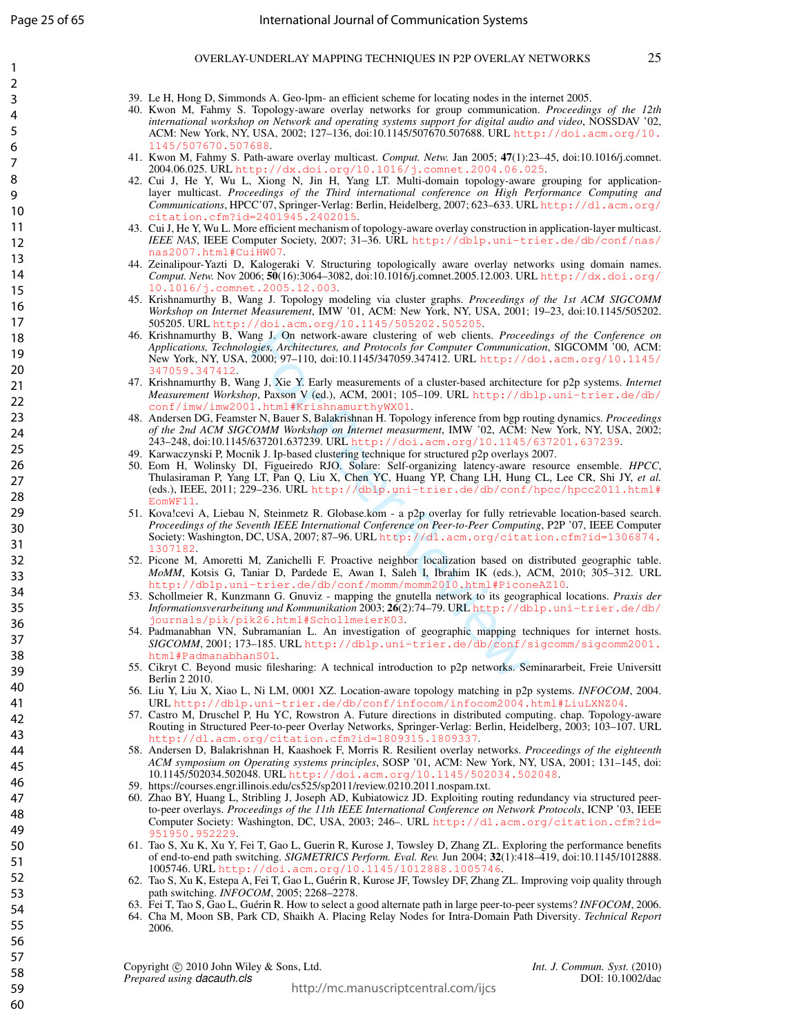39. Le H, Hong D, Simmonds A. Geo-lpm- an efficient scheme for locating nodes in the internet 2005.
40. Kwon M, Fahmy S. Topology-aware overlay networks for group communication. *Proceedings of the 12th international workshop on Network and operating systems support for digital audio and video*, NOSSDAV '02, ACM: New York, NY, USA, 2002; 127–136, doi:10.1145/507670.507688. URL http://doi.acm.org/10.1145/507670.507688.
41. Kwon M, Fahmy S. Path-aware overlay multicast. *Comput. Netw.* Jan 2005; **47**(1):23–45, doi:10.1016/j.comnet.2004.06.025. URL http://dx.doi.org/10.1016/j.comnet.2004.06.025.
42. Cui J, He Y, Wu L, Xiong N, Jin H, Yang LT. Multi-domain topology-aware grouping for application-layer multicast. *Proceedings of the Third international conference on High Performance Computing and Communications*, HPCC'07, Springer-Verlag: Berlin, Heidelberg, 2007; 623–633. URL http://dl.acm.org/citation.cfm?id=2401945.2402015.
43. Cui J, He Y, Wu L. More efficient mechanism of topology-aware overlay construction in application-layer multicast. *IEEE NAS*, IEEE Computer Society, 2007; 31–36. URL http://dblp.uni-trier.de/db/conf/nas/nas2007.html#CuiHW07.
44. Zeinalipour-Yazti D, Kalogeraki V. Structuring topologically aware overlay networks using domain names. *Comput. Netw.* Nov 2006; **50**(16):3064–3082, doi:10.1016/j.comnet.2005.12.003. URL http://dx.doi.org/10.1016/j.comnet.2005.12.003.
45. Krishnamurthy B, Wang J. Topology modeling via cluster graphs. *Proceedings of the 1st ACM SIGCOMM Workshop on Internet Measurement*, IMW '01, ACM: New York, NY, USA, 2001; 19–23, doi:10.1145/505202.505205. URL http://doi.acm.org/10.1145/505202.505205.
46. Krishnamurthy B, Wang J. On network-aware clustering of web clients. *Proceedings of the Conference on Applications, Technologies, Architectures, and Protocols for Computer Communication*, SIGCOMM '00, ACM: New York, NY, USA, 2000; 97–110, doi:10.1145/347059.347412. URL http://doi.acm.org/10.1145/347059.347412.
47. Krishnamurthy B, Wang J, Xie Y. Early measurements of a cluster-based architecture for p2p systems. *Internet Measurement Workshop*, Paxson V (ed.), ACM, 2001; 105–109. URL http://dblp.uni-trier.de/db/conf/imw/imw2001.html#KrishnamurthyWX01.
48. Andersen DG, Feamster N, Bauer S, Balakrishnan H. Topology inference from bgp routing dynamics. *Proceedings of the 2nd ACM SIGCOMM Workshop on Internet measurment*, IMW '02, ACM: New York, NY, USA, 2002; 243–248, doi:10.1145/637201.637239. URL http://doi.acm.org/10.1145/637201.637239.
49. Karwaczynski P, Mocnik J. Ip-based clustering technique for structured p2p overlays 2007.
50. Eom H, Wolinsky DI, Figueiredo RJO. Solare: Self-organizing latency-aware resource ensemble. *HPCC*, Thulasiraman P, Yang LT, Pan Q, Liu X, Chen YC, Huang YP, Chang LH, Hung CL, Lee CR, Shi JY, *et al.* (eds.), IEEE, 2011; 229–236. URL http://dblp.uni-trier.de/db/conf/hpcc/hpcc2011.html#EomWF11.
51. Kova!cevi A, Liebau N, Steinmetz R. Globase.kom - a p2p overlay for fully retrievable location-based search. *Proceedings of the Seventh IEEE International Conference on Peer-to-Peer Computing*, P2P '07, IEEE Computer Society: Washington, DC, USA, 2007; 87–96. URL http://dl.acm.org/citation.cfm?id=1306874.1307182.
52. Picone M, Amoretti M, Zanichelli F. Proactive neighbor localization based on distributed geographic table. *MoMM*, Kotsis G, Taniar D, Pardede E, Awan I, Saleh I, Ibrahim IK (eds.), ACM, 2010; 305–312. URL http://dblp.uni-trier.de/db/conf/momm/momm2010.html#PiconeAZ10.
53. Schollmeier R, Kunzmann G. Gnuviz - mapping the gnutella network to its geographical locations. *Praxis der Informationsverarbeitung und Kommunikation* 2003; **26**(2):74–79. URL http://dblp.uni-trier.de/db/journals/pik/pik26.html#SchollmeierK03.
54. Padmanabhan VN, Subramanian L. An investigation of geographic mapping techniques for internet hosts. *SIGCOMM*, 2001; 173–185. URL http://dblp.uni-trier.de/db/conf/sigcomm/sigcomm2001.html#PadmanabhanS01.
55. Cikryt C. Beyond music filesharing: A technical introduction to p2p networks. Seminararbeit, Freie Universitt Berlin 2 2010.
56. Liu Y, Liu X, Xiao L, Ni LM, 0001 XZ. Location-aware topology matching in p2p systems. *INFOCOM*, 2004. URL http://dblp.uni-trier.de/db/conf/infocom/infocom2004.html#LiuLXNZ04.
57. Castro M, Druschel P, Hu YC, Rowstron A. Future directions in distributed computing. chap. Topology-aware Routing in Structured Peer-to-peer Overlay Networks, Springer-Verlag: Berlin, Heidelberg, 2003; 103–107. URL http://dl.acm.org/citation.cfm?id=1809315.1809337.
58. Andersen D, Balakrishnan H, Kaashoek F, Morris R. Resilient overlay networks. *Proceedings of the eighteenth ACM symposium on Operating systems principles*, SOSP '01, ACM: New York, NY, USA, 2001; 131–145, doi:10.1145/502034.502048. URL http://doi.acm.org/10.1145/502034.502048.
59. https://courses.engr.illinois.edu/cs525/sp2011/review.0210.2011.nospam.txt.
60. Zhao BY, Huang L, Stribling J, Joseph AD, Kubiatowicz JD. Exploiting routing redundancy via structured peer-to-peer overlays. *Proceedings of the 11th IEEE International Conference on Network Protocols*, ICNP '03, IEEE Computer Society: Washington, DC, USA, 2003; 246–. URL http://dl.acm.org/citation.cfm?id=951950.952229.
61. Tao S, Xu K, Xu Y, Fei T, Gao L, Guerin R, Kurose J, Towsley D, Zhang ZL. Exploring the performance benefits of end-to-end path switching. *SIGMETRICS Perform. Eval. Rev.* Jun 2004; **32**(1):418–419, doi:10.1145/1012888.1005746. URL http://doi.acm.org/10.1145/1012888.1005746.
62. Tao S, Xu K, Estepa A, Fei T, Gao L, Guérin R, Kurose JF, Towsley DF, Zhang ZL. Improving voip quality through path switching. *INFOCOM*, 2005; 2268–2278.
63. Fei T, Tao S, Gao L, Guérin R. How to select a good alternate path in large peer-to-peer systems? *INFOCOM*, 2006.
64. Cha M, Moon SB, Park CD, Shaikh A. Placing Relay Nodes for Intra-Domain Path Diversity. *Technical Report* 2006.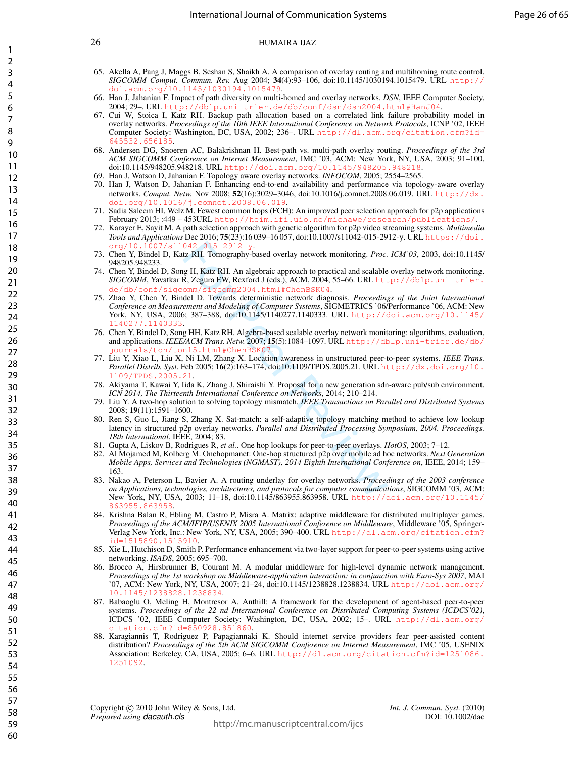65. Akella A, Pang J, Maggs B, Seshan S, Shaikh A. A comparison of overlay routing and multihoming route control. *SIGCOMM Comput. Commun. Rev.* Aug 2004; **34**(4):93–106, doi:10.1145/1030194.1015479. URL http://doi.acm.org/10.1145/1030194.1015479.
66. Han J, Jahanian F. Impact of path diversity on multi-homed and overlay networks. *DSN*, IEEE Computer Society, 2004; 29–. URL http://dblp.uni-trier.de/db/conf/dsn/dsn2004.html#HanJ04.
67. Cui W, Stoica I, Katz RH. Backup path allocation based on a correlated link failure probability model in overlay networks. *Proceedings of the 10th IEEE International Conference on Network Protocols*, ICNP '02, IEEE Computer Society: Washington, DC, USA, 2002; 236–. URL http://dl.acm.org/citation.cfm?id=645532.656185.
68. Andersen DG, Snoeren AC, Balakrishnan H. Best-path vs. multi-path overlay routing. *Proceedings of the 3rd ACM SIGCOMM Conference on Internet Measurement*, IMC '03, ACM: New York, NY, USA, 2003; 91–100, doi:10.1145/948205.948218. URL http://doi.acm.org/10.1145/948205.948218.
69. Han J, Watson D, Jahanian F. Topology aware overlay networks. *INFOCOM*, 2005; 2554–2565.
70. Han J, Watson D, Jahanian F. Enhancing end-to-end availability and performance via topology-aware overlay networks. *Comput. Netw.* Nov 2008; **52**(16):3029–3046, doi:10.1016/j.comnet.2008.06.019. URL http://dx.doi.org/10.1016/j.comnet.2008.06.019.
71. Sadia Saleem HI, Welz M. Fewest common hops (FCH): An improved peer selection approach for p2p applications February 2013; :449 – 453URL http://heim.ifi.uio.no/michawe/research/publications/.
72. Karayer E, Sayit M. A path selection approach with genetic algorithm for p2p video streaming systems. *Multimedia Tools and Applications* Dec 2016; **75**(23):16 039–16 057, doi:10.1007/s11042-015-2912-y. URL https://doi.org/10.1007/s11042-015-2912-y.
73. Chen Y, Bindel D, Katz RH. Tomography-based overlay network monitoring. *Proc. ICM'03*, 2003, doi:10.1145/948205.948233.
74. Chen Y, Bindel D, Song H, Katz RH. An algebraic approach to practical and scalable overlay network monitoring. *SIGCOMM*, Yavatkar R, Zegura EW, Rexford J (eds.), ACM, 2004; 55–66. URL http://dblp.uni-trier.de/db/conf/sigcomm/sigcomm2004.html#ChenBSK04.
75. Zhao Y, Chen Y, Bindel D. Towards deterministic network diagnosis. *Proceedings of the Joint International Conference on Measurement and Modeling of Computer Systems*, SIGMETRICS '06/Performance '06, ACM: New York, NY, USA, 2006; 387–388, doi:10.1145/1140277.1140333. URL http://doi.acm.org/10.1145/1140277.1140333.
76. Chen Y, Bindel D, Song HH, Katz RH. Algebra-based scalable overlay network monitoring: algorithms, evaluation, and applications. *IEEE/ACM Trans. Netw.* 2007; **15**(5):1084–1097. URL http://dblp.uni-trier.de/db/journals/ton/ton15.html#ChenBSK07.
77. Liu Y, Xiao L, Liu X, Ni LM, Zhang X. Location awareness in unstructured peer-to-peer systems. *IEEE Trans. Parallel Distrib. Syst.* Feb 2005; **16**(2):163–174, doi:10.1109/TPDS.2005.21. URL http://dx.doi.org/10.1109/TPDS.2005.21.
78. Akiyama T, Kawai Y, Iida K, Zhang J, Shiraishi Y. Proposal for a new generation sdn-aware pub/sub environment. *ICN 2014, The Thirteenth International Conference on Networks*, 2014; 210–214.
79. Liu Y. A two-hop solution to solving topology mismatch. *IEEE Transactions on Parallel and Distributed Systems* 2008; **19**(11):1591–1600.
80. Ren S, Guo L, Jiang S, Zhang X. Sat-match: a self-adaptive topology matching method to achieve low lookup latency in structured p2p overlay networks. *Parallel and Distributed Processing Symposium, 2004. Proceedings. 18th International*, IEEE, 2004; 83.
81. Gupta A, Liskov B, Rodrigues R, *et al.*. One hop lookups for peer-to-peer overlays. *HotOS*, 2003; 7–12.
82. Al Mojamed M, Kolberg M. Onehopmanet: One-hop structured p2p over mobile ad hoc networks. *Next Generation Mobile Apps, Services and Technologies (NGMAST), 2014 Eighth International Conference on*, IEEE, 2014; 159–163.
83. Nakao A, Peterson L, Bavier A. A routing underlay for overlay networks. *Proceedings of the 2003 conference on Applications, technologies, architectures, and protocols for computer communications*, SIGCOMM '03, ACM: New York, NY, USA, 2003; 11–18, doi:10.1145/863955.863958. URL http://doi.acm.org/10.1145/863955.863958.
84. Krishna Balan R, Ebling M, Castro P, Misra A. Matrix: adaptive middleware for distributed multiplayer games. *Proceedings of the ACM/IFIP/USENIX 2005 International Conference on Middleware*, Middleware '05, Springer-Verlag New York, Inc.: New York, NY, USA, 2005; 390–400. URL http://dl.acm.org/citation.cfm?id=1515890.1515910.
85. Xie L, Hutchison D, Smith P. Performance enhancement via two-layer support for peer-to-peer systems using active networking. *ISADS*, 2005; 695–700.
86. Brocco A, Hirsbrunner B, Courant M. A modular middleware for high-level dynamic network management. *Proceedings of the 1st workshop on Middleware-application interaction: in conjunction with Euro-Sys 2007*, MAI '07, ACM: New York, NY, USA, 2007; 21–24, doi:10.1145/1238828.1238834. URL http://doi.acm.org/10.1145/1238828.1238834.
87. Babaoglu O, Meling H, Montresor A. Anthill: A framework for the development of agent-based peer-to-peer systems. *Proceedings of the 22 nd International Conference on Distributed Computing Systems (ICDCS'02)*, ICDCS '02, IEEE Computer Society: Washington, DC, USA, 2002; 15–. URL http://dl.acm.org/citation.cfm?id=850928.851860.
88. Karagiannis T, Rodriguez P, Papagiannaki K. Should internet service providers fear peer-assisted content distribution? *Proceedings of the 5th ACM SIGCOMM Conference on Internet Measurement*, IMC '05, USENIX Association: Berkeley, CA, USA, 2005; 6–6. URL http://dl.acm.org/citation.cfm?id=1251086.1251092.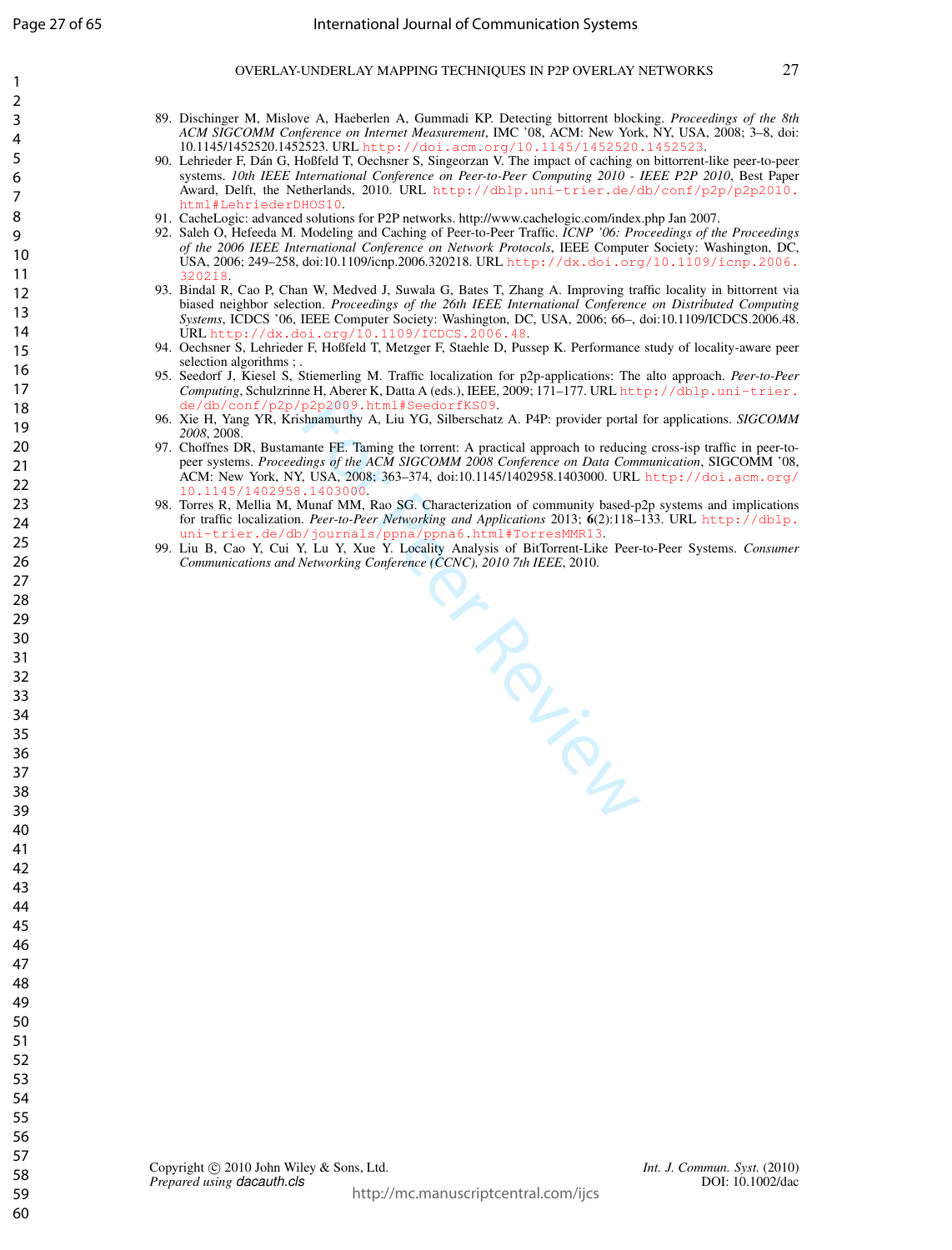89. Dischinger M, Mislove A, Haeberlen A, Gummadi KP. Detecting bittorrent blocking. *Proceedings of the 8th ACM SIGCOMM Conference on Internet Measurement*, IMC '08, ACM: New York, NY, USA, 2008; 3–8, doi:10.1145/1452520.1452523. URL http://doi.acm.org/10.1145/1452520.1452523.
90. Lehrieder F, Dán G, Hoßfeld T, Oechsner S, Singeorzan V. The impact of caching on bittorrent-like peer-to-peer systems. *10th IEEE International Conference on Peer-to-Peer Computing 2010 - IEEE P2P 2010*, Best Paper Award, Delft, the Netherlands, 2010. URL http://dblp.uni-trier.de/db/conf/p2p/p2p2010.html#LehriederDHOS10.
91. CacheLogic: advanced solutions for P2P networks. http://www.cachelogic.com/index.php Jan 2007.
92. Saleh O, Hefeeda M. Modeling and Caching of Peer-to-Peer Traffic. *ICNP '06: Proceedings of the Proceedings of the 2006 IEEE International Conference on Network Protocols*, IEEE Computer Society: Washington, DC, USA, 2006; 249–258, doi:10.1109/icnp.2006.320218. URL http://dx.doi.org/10.1109/icnp.2006.320218.
93. Bindal R, Cao P, Chan W, Medved J, Suwala G, Bates T, Zhang A. Improving traffic locality in bittorrent via biased neighbor selection. *Proceedings of the 26th IEEE International Conference on Distributed Computing Systems*, ICDCS '06, IEEE Computer Society: Washington, DC, USA, 2006; 66–, doi:10.1109/ICDCS.2006.48. URL http://dx.doi.org/10.1109/ICDCS.2006.48.
94. Oechsner S, Lehrieder F, Hoßfeld T, Metzger F, Staehle D, Pussep K. Performance study of locality-aware peer selection algorithms ; .
95. Seedorf J, Kiesel S, Stiemerling M. Traffic localization for p2p-applications: The alto approach. *Peer-to-Peer Computing*, Schulzrinne H, Aberer K, Datta A (eds.), IEEE, 2009; 171–177. URL http://dblp.uni-trier.de/db/conf/p2p/p2p2009.html#SeedorfKS09.
96. Xie H, Yang YR, Krishnamurthy A, Liu YG, Silberschatz A. P4P: provider portal for applications. *SIGCOMM 2008*, 2008.
97. Choffnes DR, Bustamante FE. Taming the torrent: A practical approach to reducing cross-isp traffic in peer-to-peer systems. *Proceedings of the ACM SIGCOMM 2008 Conference on Data Communication*, SIGCOMM '08, ACM: New York, NY, USA, 2008; 363–374, doi:10.1145/1402958.1403000. URL http://doi.acm.org/10.1145/1402958.1403000.
98. Torres R, Mellia M, Munaf MM, Rao SG. Characterization of community based-p2p systems and implications for traffic localization. *Peer-to-Peer Networking and Applications* 2013; **6**(2):118–133. URL http://dblp.uni-trier.de/db/journals/ppna/ppna6.html#TorresMMR13.
99. Liu B, Cao Y, Cui Y, Lu Y, Xue Y. Locality Analysis of BitTorrent-Like Peer-to-Peer Systems. *Consumer Communications and Networking Conference (CCNC), 2010 7th IEEE*, 2010.